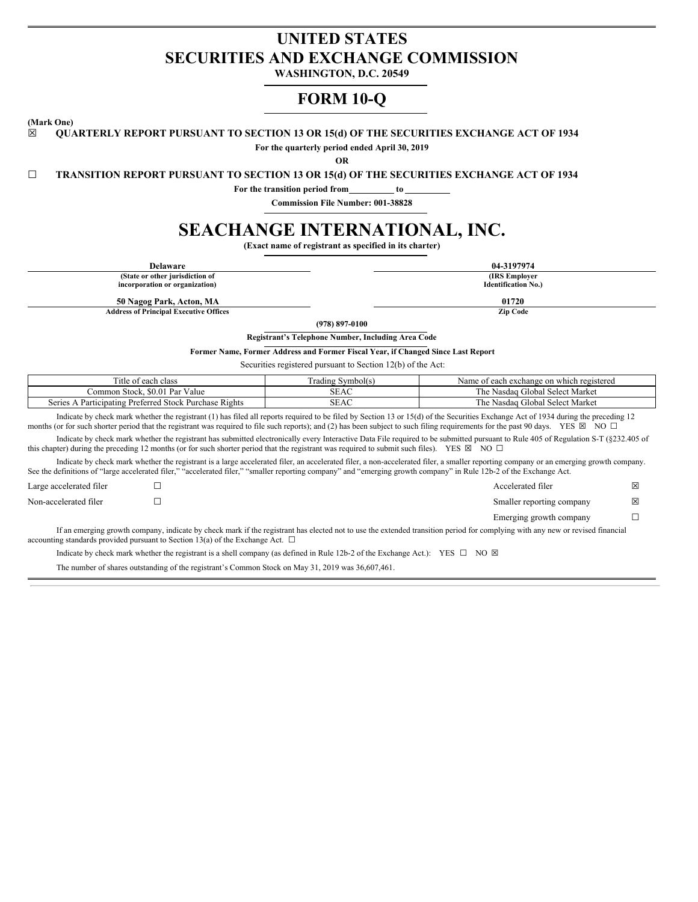# UNITED STATES
# SECURITIES AND EXCHANGE COMMISSION

**WASHINGTON, D.C. 20549**

# FORM 10-Q

**(Mark One)**

☒ **QUARTERLY REPORT PURSUANT TO SECTION 13 OR 15(d) OF THE SECURITIES EXCHANGE ACT OF 1934**

**For the quarterly period ended April 30, 2019**

**OR**

☐ **TRANSITION REPORT PURSUANT TO SECTION 13 OR 15(d) OF THE SECURITIES EXCHANGE ACT OF 1934**

**For the transition period from\_\_\_\_\_\_\_\_\_\_ to \_\_\_\_\_\_\_\_\_\_**

**Commission File Number: 001-38828**

# SEACHANGE INTERNATIONAL, INC.

**(Exact name of registrant as specified in its charter)**

| **Delaware** | **04-3197974** |
|---|---|
| **(State or other jurisdiction of incorporation or organization)** | **(IRS Employer Identification No.)** |
| **50 Nagog Park, Acton, MA** | **01720** |
| **Address of Principal Executive Offices** | **Zip Code** |

**(978) 897-0100**

**Registrant's Telephone Number, Including Area Code**

**Former Name, Former Address and Former Fiscal Year, if Changed Since Last Report**

Securities registered pursuant to Section 12(b) of the Act:

| Title of each class | Trading Symbol(s) | Name of each exchange on which registered |
|---|---|---|
| Common Stock, $0.01 Par Value | SEAC | The Nasdaq Global Select Market |
| Series A Participating Preferred Stock Purchase Rights | SEAC | The Nasdaq Global Select Market |

Indicate by check mark whether the registrant (1) has filed all reports required to be filed by Section 13 or 15(d) of the Securities Exchange Act of 1934 during the preceding 12 months (or for such shorter period that the registrant was required to file such reports); and (2) has been subject to such filing requirements for the past 90 days. YES ☒ NO ☐

Indicate by check mark whether the registrant has submitted electronically every Interactive Data File required to be submitted pursuant to Rule 405 of Regulation S-T (§232.405 of this chapter) during the preceding 12 months (or for such shorter period that the registrant was required to submit such files). YES ☒ NO ☐

Indicate by check mark whether the registrant is a large accelerated filer, an accelerated filer, a non-accelerated filer, a smaller reporting company or an emerging growth company. See the definitions of "large accelerated filer," "accelerated filer," "smaller reporting company" and "emerging growth company" in Rule 12b-2 of the Exchange Act.

| | | | |
|---|---|---|---|
| Large accelerated filer | ☐ | Accelerated filer | ☒ |
| Non-accelerated filer | ☐ | Smaller reporting company | ☒ |
| | | Emerging growth company | ☐ |

If an emerging growth company, indicate by check mark if the registrant has elected not to use the extended transition period for complying with any new or revised financial accounting standards provided pursuant to Section 13(a) of the Exchange Act. ☐

Indicate by check mark whether the registrant is a shell company (as defined in Rule 12b-2 of the Exchange Act.): YES ☐ NO ☒

The number of shares outstanding of the registrant's Common Stock on May 31, 2019 was 36,607,461.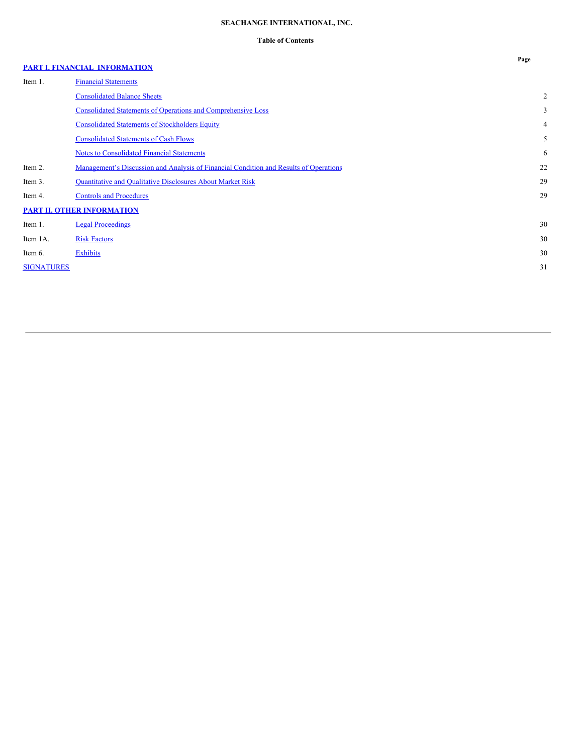**SEACHANGE INTERNATIONAL, INC.**

**Table of Contents**

| | | Page |
|---|---|---|
| **PART I. FINANCIAL INFORMATION** | | |
| Item 1. | Financial Statements | |
| | Consolidated Balance Sheets | 2 |
| | Consolidated Statements of Operations and Comprehensive Loss | 3 |
| | Consolidated Statements of Stockholders Equity | 4 |
| | Consolidated Statements of Cash Flows | 5 |
| | Notes to Consolidated Financial Statements | 6 |
| Item 2. | Management's Discussion and Analysis of Financial Condition and Results of Operations | 22 |
| Item 3. | Quantitative and Qualitative Disclosures About Market Risk | 29 |
| Item 4. | Controls and Procedures | 29 |
| **PART II. OTHER INFORMATION** | | |
| Item 1. | Legal Proceedings | 30 |
| Item 1A. | Risk Factors | 30 |
| Item 6. | Exhibits | 30 |
| SIGNATURES | | 31 |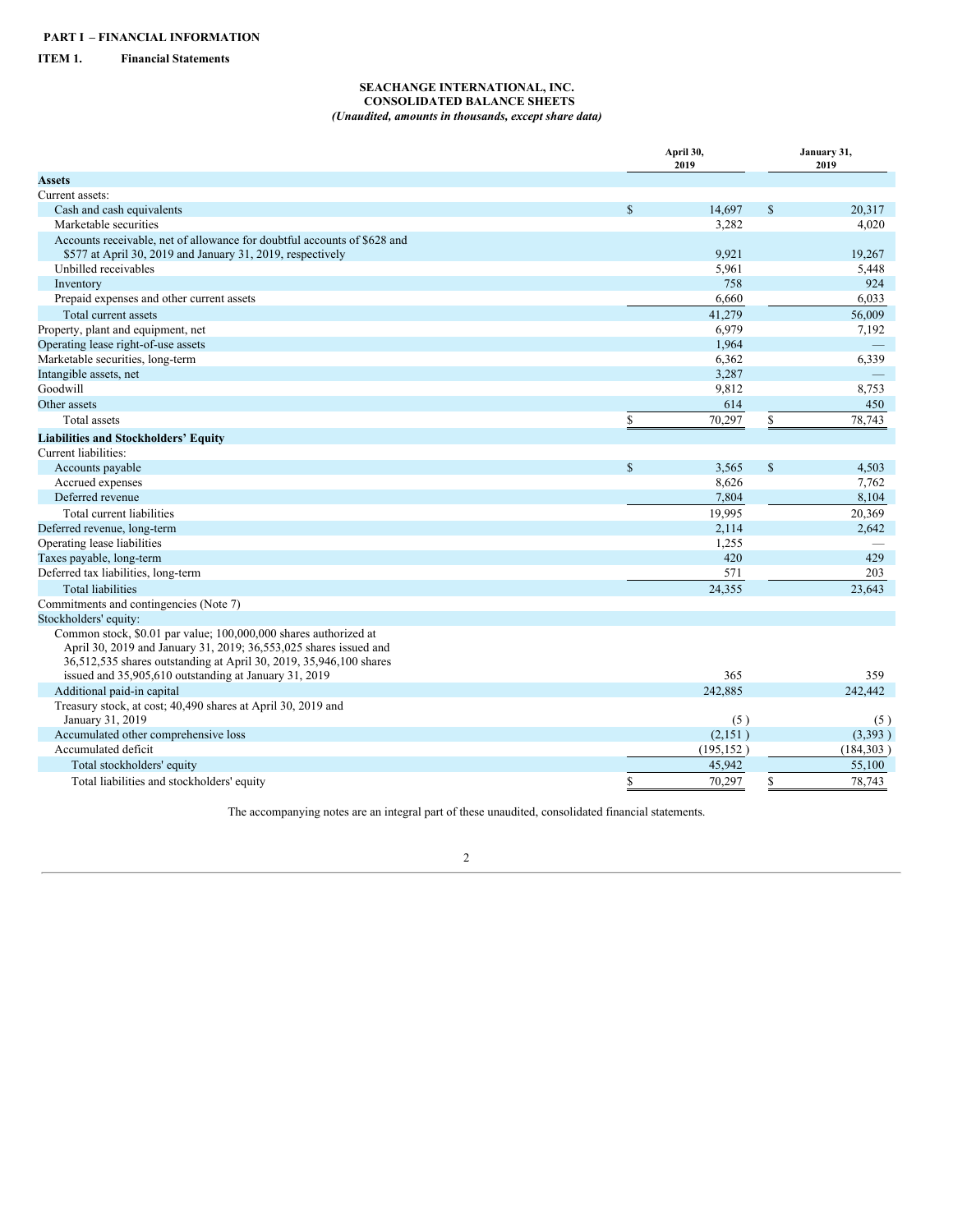**PART I – FINANCIAL INFORMATION**

**ITEM 1. Financial Statements**

**SEACHANGE INTERNATIONAL, INC.**
**CONSOLIDATED BALANCE SHEETS**
***(Unaudited, amounts in thousands, except share data)***

| | April 30, 2019 | January 31, 2019 |
|---|---|---|
| **Assets** | | |
| Current assets: | | |
| Cash and cash equivalents | $ 14,697 | $ 20,317 |
| Marketable securities | 3,282 | 4,020 |
| Accounts receivable, net of allowance for doubtful accounts of $628 and $577 at April 30, 2019 and January 31, 2019, respectively | 9,921 | 19,267 |
| Unbilled receivables | 5,961 | 5,448 |
| Inventory | 758 | 924 |
| Prepaid expenses and other current assets | 6,660 | 6,033 |
| Total current assets | 41,279 | 56,009 |
| Property, plant and equipment, net | 6,979 | 7,192 |
| Operating lease right-of-use assets | 1,964 | — |
| Marketable securities, long-term | 6,362 | 6,339 |
| Intangible assets, net | 3,287 | — |
| Goodwill | 9,812 | 8,753 |
| Other assets | 614 | 450 |
| Total assets | $ 70,297 | $ 78,743 |
| **Liabilities and Stockholders' Equity** | | |
| Current liabilities: | | |
| Accounts payable | $ 3,565 | $ 4,503 |
| Accrued expenses | 8,626 | 7,762 |
| Deferred revenue | 7,804 | 8,104 |
| Total current liabilities | 19,995 | 20,369 |
| Deferred revenue, long-term | 2,114 | 2,642 |
| Operating lease liabilities | 1,255 | — |
| Taxes payable, long-term | 420 | 429 |
| Deferred tax liabilities, long-term | 571 | 203 |
| Total liabilities | 24,355 | 23,643 |
| Commitments and contingencies (Note 7) | | |
| Stockholders' equity: | | |
| Common stock, $0.01 par value; 100,000,000 shares authorized at April 30, 2019 and January 31, 2019; 36,553,025 shares issued and 36,512,535 shares outstanding at April 30, 2019, 35,946,100 shares issued and 35,905,610 outstanding at January 31, 2019 | 365 | 359 |
| Additional paid-in capital | 242,885 | 242,442 |
| Treasury stock, at cost; 40,490 shares at April 30, 2019 and January 31, 2019 | (5) | (5) |
| Accumulated other comprehensive loss | (2,151) | (3,393) |
| Accumulated deficit | (195,152) | (184,303) |
| Total stockholders' equity | 45,942 | 55,100 |
| Total liabilities and stockholders' equity | $ 70,297 | $ 78,743 |

The accompanying notes are an integral part of these unaudited, consolidated financial statements.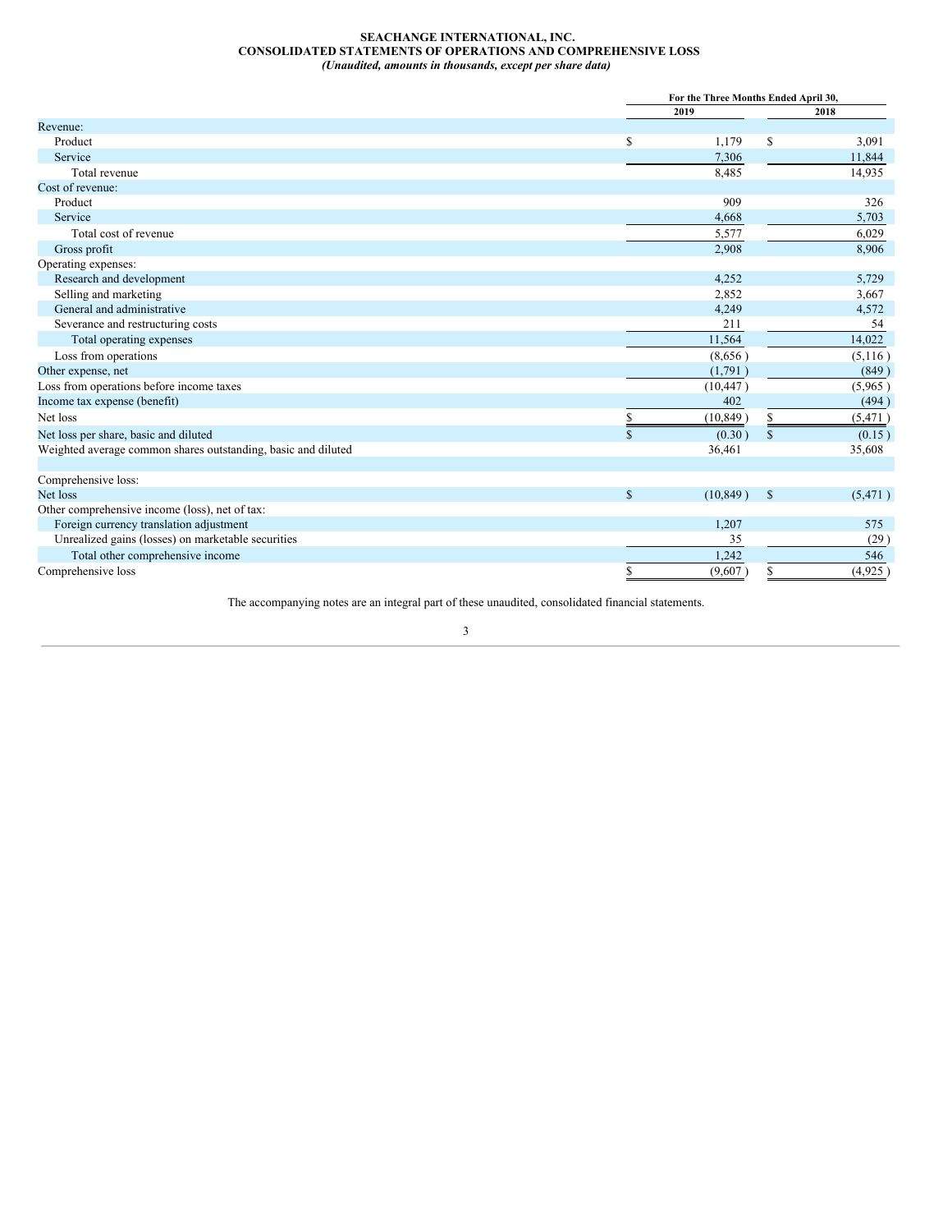**SEACHANGE INTERNATIONAL, INC.**
**CONSOLIDATED STATEMENTS OF OPERATIONS AND COMPREHENSIVE LOSS**
***(Unaudited, amounts in thousands, except per share data)***

| | For the Three Months Ended April 30, | |
|---|---|---|
| | 2019 | 2018 |
| Revenue: | | |
| Product | $ 1,179 | $ 3,091 |
| Service | 7,306 | 11,844 |
| Total revenue | 8,485 | 14,935 |
| Cost of revenue: | | |
| Product | 909 | 326 |
| Service | 4,668 | 5,703 |
| Total cost of revenue | 5,577 | 6,029 |
| Gross profit | 2,908 | 8,906 |
| Operating expenses: | | |
| Research and development | 4,252 | 5,729 |
| Selling and marketing | 2,852 | 3,667 |
| General and administrative | 4,249 | 4,572 |
| Severance and restructuring costs | 211 | 54 |
| Total operating expenses | 11,564 | 14,022 |
| Loss from operations | (8,656 ) | (5,116 ) |
| Other expense, net | (1,791 ) | (849 ) |
| Loss from operations before income taxes | (10,447 ) | (5,965 ) |
| Income tax expense (benefit) | 402 | (494 ) |
| Net loss | $ (10,849 ) | $ (5,471 ) |
| Net loss per share, basic and diluted | $ (0.30 ) | $ (0.15 ) |
| Weighted average common shares outstanding, basic and diluted | 36,461 | 35,608 |
| | | |
| Comprehensive loss: | | |
| Net loss | $ (10,849 ) | $ (5,471 ) |
| Other comprehensive income (loss), net of tax: | | |
| Foreign currency translation adjustment | 1,207 | 575 |
| Unrealized gains (losses) on marketable securities | 35 | (29 ) |
| Total other comprehensive income | 1,242 | 546 |
| Comprehensive loss | $ (9,607 ) | $ (4,925 ) |

The accompanying notes are an integral part of these unaudited, consolidated financial statements.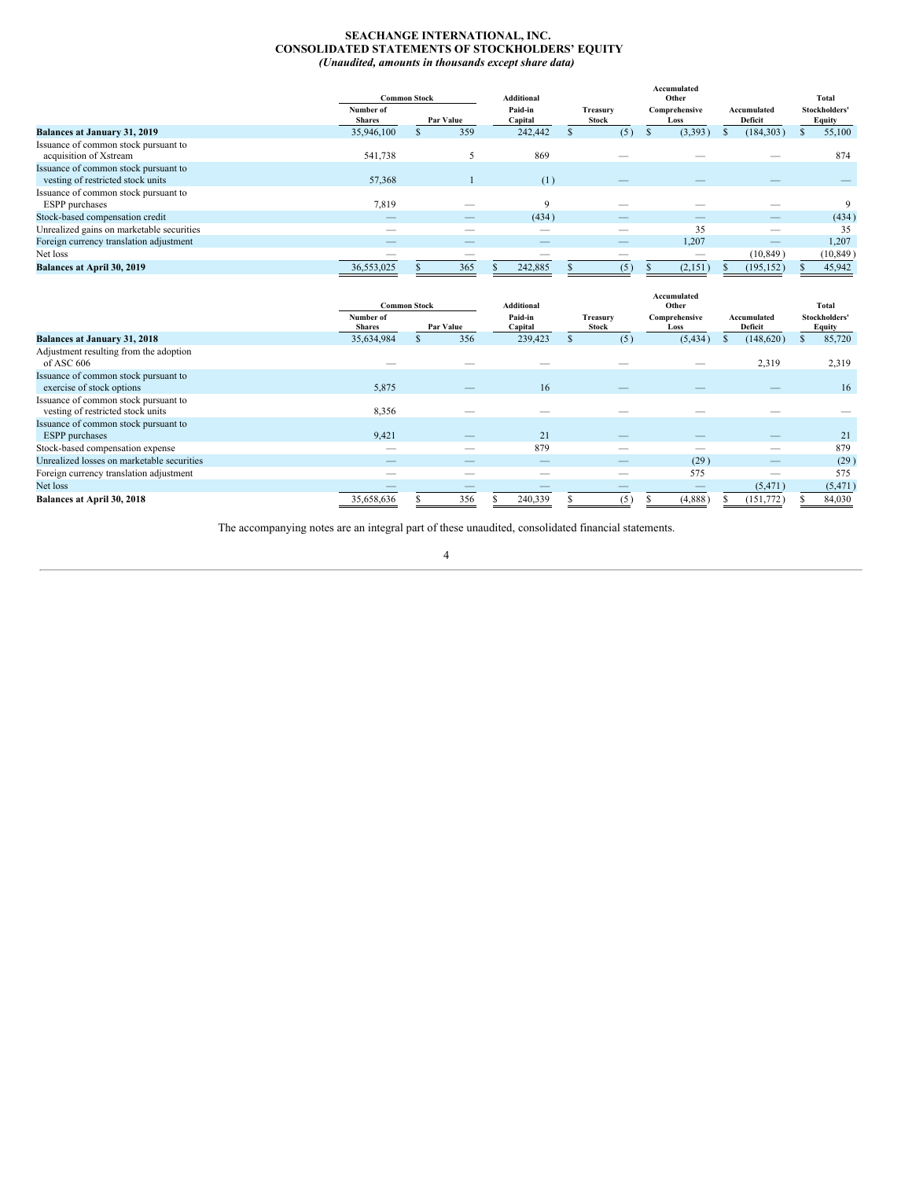# SEACHANGE INTERNATIONAL, INC.

## CONSOLIDATED STATEMENTS OF STOCKHOLDERS' EQUITY

*(Unaudited, amounts in thousands except share data)*

| | Common Stock | | Additional | | Accumulated Other | | Total |
|---|---|---|---|---|---|---|---|
| | Number of Shares | Par Value | Paid-in Capital | Treasury Stock | Comprehensive Loss | Accumulated Deficit | Stockholders' Equity |
| **Balances at January 31, 2019** | 35,946,100 | $ 359 | 242,442 | $ (5) | $ (3,393) | $ (184,303) | $ 55,100 |
| Issuance of common stock pursuant to acquisition of Xstream | 541,738 | 5 | 869 | — | — | — | 874 |
| Issuance of common stock pursuant to vesting of restricted stock units | 57,368 | 1 | (1) | — | — | — | — |
| Issuance of common stock pursuant to ESPP purchases | 7,819 | — | 9 | — | — | — | 9 |
| Stock-based compensation credit | — | — | (434) | — | — | — | (434) |
| Unrealized gains on marketable securities | — | — | — | — | 35 | — | 35 |
| Foreign currency translation adjustment | — | — | — | — | 1,207 | — | 1,207 |
| Net loss | — | — | — | — | — | (10,849) | (10,849) |
| **Balances at April 30, 2019** | 36,553,025 | $ 365 | $ 242,885 | $ (5) | $ (2,151) | $ (195,152) | $ 45,942 |

| | Common Stock | | Additional | | Accumulated Other | | Total |
|---|---|---|---|---|---|---|---|
| | Number of Shares | Par Value | Paid-in Capital | Treasury Stock | Comprehensive Loss | Accumulated Deficit | Stockholders' Equity |
| **Balances at January 31, 2018** | 35,634,984 | $ 356 | 239,423 | $ (5) | (5,434) | $ (148,620) | $ 85,720 |
| Adjustment resulting from the adoption of ASC 606 | — | — | — | — | — | 2,319 | 2,319 |
| Issuance of common stock pursuant to exercise of stock options | 5,875 | — | 16 | — | — | — | 16 |
| Issuance of common stock pursuant to vesting of restricted stock units | 8,356 | — | — | — | — | — | — |
| Issuance of common stock pursuant to ESPP purchases | 9,421 | — | 21 | — | — | — | 21 |
| Stock-based compensation expense | — | — | 879 | — | — | — | 879 |
| Unrealized losses on marketable securities | — | — | — | — | (29) | — | (29) |
| Foreign currency translation adjustment | — | — | — | — | 575 | — | 575 |
| Net loss | — | — | — | — | — | (5,471) | (5,471) |
| **Balances at April 30, 2018** | 35,658,636 | $ 356 | $ 240,339 | $ (5) | $ (4,888) | $ (151,772) | $ 84,030 |

The accompanying notes are an integral part of these unaudited, consolidated financial statements.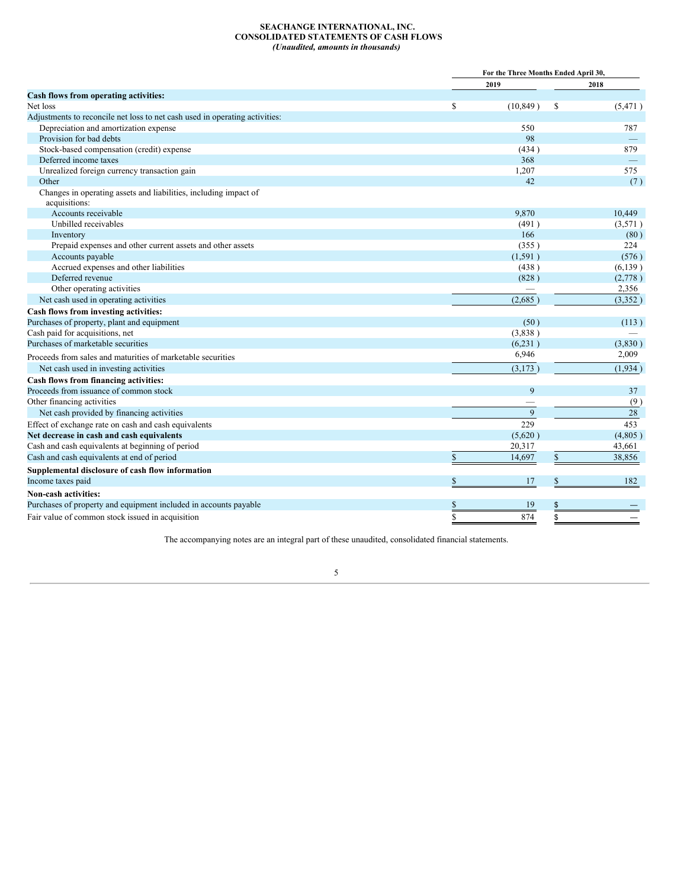**SEACHANGE INTERNATIONAL, INC.**
**CONSOLIDATED STATEMENTS OF CASH FLOWS**
***(Unaudited, amounts in thousands)***

| | For the Three Months Ended April 30, | |
|---|---|---|
| | 2019 | 2018 |
| **Cash flows from operating activities:** | | |
| Net loss | $ (10,849) | $ (5,471) |
| Adjustments to reconcile net loss to net cash used in operating activities: | | |
| Depreciation and amortization expense | 550 | 787 |
| Provision for bad debts | 98 | — |
| Stock-based compensation (credit) expense | (434) | 879 |
| Deferred income taxes | 368 | — |
| Unrealized foreign currency transaction gain | 1,207 | 575 |
| Other | 42 | (7) |
| Changes in operating assets and liabilities, including impact of acquisitions: | | |
| Accounts receivable | 9,870 | 10,449 |
| Unbilled receivables | (491) | (3,571) |
| Inventory | 166 | (80) |
| Prepaid expenses and other current assets and other assets | (355) | 224 |
| Accounts payable | (1,591) | (576) |
| Accrued expenses and other liabilities | (438) | (6,139) |
| Deferred revenue | (828) | (2,778) |
| Other operating activities | — | 2,356 |
| Net cash used in operating activities | (2,685) | (3,352) |
| **Cash flows from investing activities:** | | |
| Purchases of property, plant and equipment | (50) | (113) |
| Cash paid for acquisitions, net | (3,838) | — |
| Purchases of marketable securities | (6,231) | (3,830) |
| Proceeds from sales and maturities of marketable securities | 6,946 | 2,009 |
| Net cash used in investing activities | (3,173) | (1,934) |
| **Cash flows from financing activities:** | | |
| Proceeds from issuance of common stock | 9 | 37 |
| Other financing activities | — | (9) |
| Net cash provided by financing activities | 9 | 28 |
| Effect of exchange rate on cash and cash equivalents | 229 | 453 |
| **Net decrease in cash and cash equivalents** | (5,620) | (4,805) |
| Cash and cash equivalents at beginning of period | 20,317 | 43,661 |
| Cash and cash equivalents at end of period | $ 14,697 | $ 38,856 |
| **Supplemental disclosure of cash flow information** | | |
| Income taxes paid | $ 17 | $ 182 |
| **Non-cash activities:** | | |
| Purchases of property and equipment included in accounts payable | $ 19 | $ — |
| Fair value of common stock issued in acquisition | $ 874 | $ — |

The accompanying notes are an integral part of these unaudited, consolidated financial statements.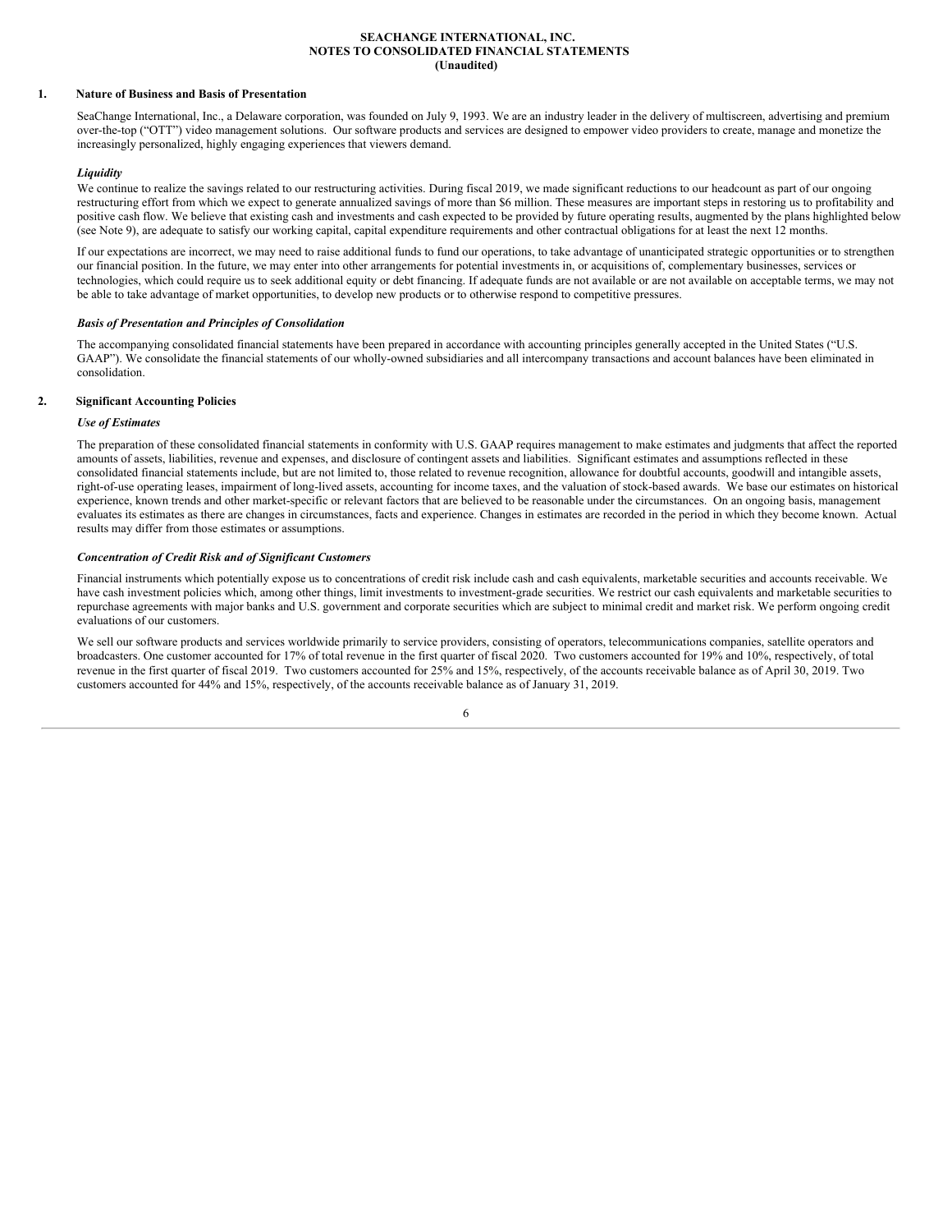**SEACHANGE INTERNATIONAL, INC.**
**NOTES TO CONSOLIDATED FINANCIAL STATEMENTS**
**(Unaudited)**

## 1. Nature of Business and Basis of Presentation

SeaChange International, Inc., a Delaware corporation, was founded on July 9, 1993. We are an industry leader in the delivery of multiscreen, advertising and premium over-the-top ("OTT") video management solutions. Our software products and services are designed to empower video providers to create, manage and monetize the increasingly personalized, highly engaging experiences that viewers demand.

### *Liquidity*

We continue to realize the savings related to our restructuring activities. During fiscal 2019, we made significant reductions to our headcount as part of our ongoing restructuring effort from which we expect to generate annualized savings of more than $6 million. These measures are important steps in restoring us to profitability and positive cash flow. We believe that existing cash and investments and cash expected to be provided by future operating results, augmented by the plans highlighted below (see Note 9), are adequate to satisfy our working capital, capital expenditure requirements and other contractual obligations for at least the next 12 months.

If our expectations are incorrect, we may need to raise additional funds to fund our operations, to take advantage of unanticipated strategic opportunities or to strengthen our financial position. In the future, we may enter into other arrangements for potential investments in, or acquisitions of, complementary businesses, services or technologies, which could require us to seek additional equity or debt financing. If adequate funds are not available or are not available on acceptable terms, we may not be able to take advantage of market opportunities, to develop new products or to otherwise respond to competitive pressures.

### *Basis of Presentation and Principles of Consolidation*

The accompanying consolidated financial statements have been prepared in accordance with accounting principles generally accepted in the United States ("U.S. GAAP"). We consolidate the financial statements of our wholly-owned subsidiaries and all intercompany transactions and account balances have been eliminated in consolidation.

## 2. Significant Accounting Policies

### *Use of Estimates*

The preparation of these consolidated financial statements in conformity with U.S. GAAP requires management to make estimates and judgments that affect the reported amounts of assets, liabilities, revenue and expenses, and disclosure of contingent assets and liabilities. Significant estimates and assumptions reflected in these consolidated financial statements include, but are not limited to, those related to revenue recognition, allowance for doubtful accounts, goodwill and intangible assets, right-of-use operating leases, impairment of long-lived assets, accounting for income taxes, and the valuation of stock-based awards. We base our estimates on historical experience, known trends and other market-specific or relevant factors that are believed to be reasonable under the circumstances. On an ongoing basis, management evaluates its estimates as there are changes in circumstances, facts and experience. Changes in estimates are recorded in the period in which they become known. Actual results may differ from those estimates or assumptions.

### *Concentration of Credit Risk and of Significant Customers*

Financial instruments which potentially expose us to concentrations of credit risk include cash and cash equivalents, marketable securities and accounts receivable. We have cash investment policies which, among other things, limit investments to investment-grade securities. We restrict our cash equivalents and marketable securities to repurchase agreements with major banks and U.S. government and corporate securities which are subject to minimal credit and market risk. We perform ongoing credit evaluations of our customers.

We sell our software products and services worldwide primarily to service providers, consisting of operators, telecommunications companies, satellite operators and broadcasters. One customer accounted for 17% of total revenue in the first quarter of fiscal 2020. Two customers accounted for 19% and 10%, respectively, of total revenue in the first quarter of fiscal 2019. Two customers accounted for 25% and 15%, respectively, of the accounts receivable balance as of April 30, 2019. Two customers accounted for 44% and 15%, respectively, of the accounts receivable balance as of January 31, 2019.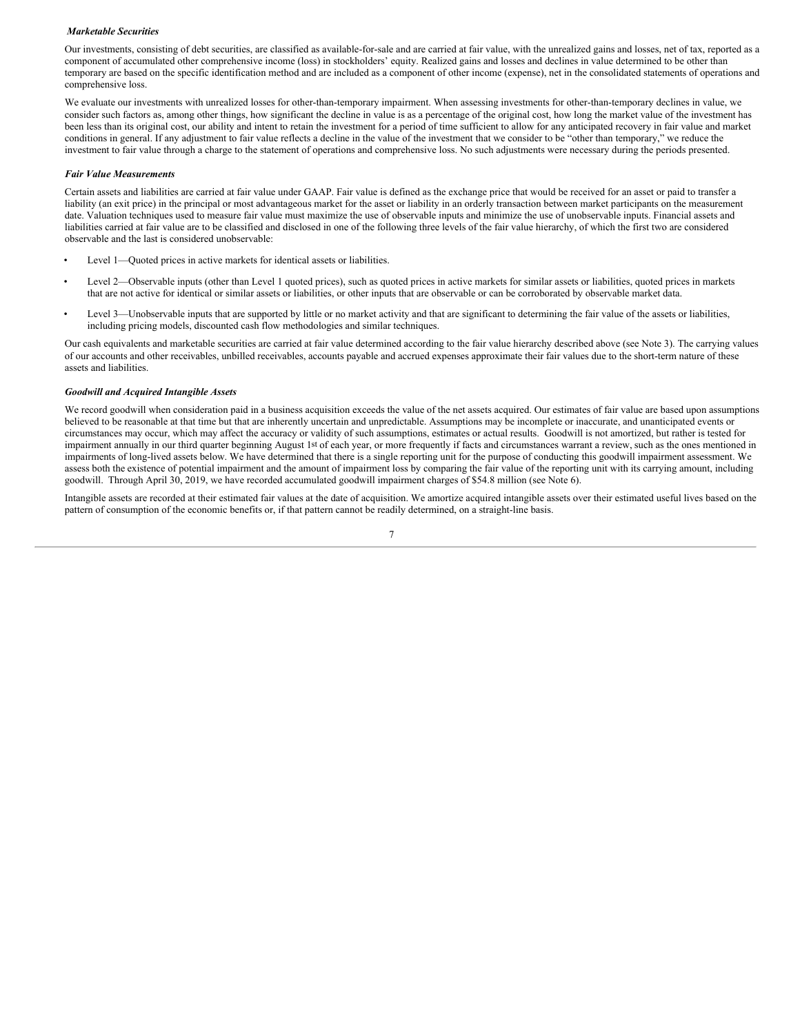***Marketable Securities***

Our investments, consisting of debt securities, are classified as available-for-sale and are carried at fair value, with the unrealized gains and losses, net of tax, reported as a component of accumulated other comprehensive income (loss) in stockholders' equity. Realized gains and losses and declines in value determined to be other than temporary are based on the specific identification method and are included as a component of other income (expense), net in the consolidated statements of operations and comprehensive loss.

We evaluate our investments with unrealized losses for other-than-temporary impairment. When assessing investments for other-than-temporary declines in value, we consider such factors as, among other things, how significant the decline in value is as a percentage of the original cost, how long the market value of the investment has been less than its original cost, our ability and intent to retain the investment for a period of time sufficient to allow for any anticipated recovery in fair value and market conditions in general. If any adjustment to fair value reflects a decline in the value of the investment that we consider to be "other than temporary," we reduce the investment to fair value through a charge to the statement of operations and comprehensive loss. No such adjustments were necessary during the periods presented.

***Fair Value Measurements***

Certain assets and liabilities are carried at fair value under GAAP. Fair value is defined as the exchange price that would be received for an asset or paid to transfer a liability (an exit price) in the principal or most advantageous market for the asset or liability in an orderly transaction between market participants on the measurement date. Valuation techniques used to measure fair value must maximize the use of observable inputs and minimize the use of unobservable inputs. Financial assets and liabilities carried at fair value are to be classified and disclosed in one of the following three levels of the fair value hierarchy, of which the first two are considered observable and the last is considered unobservable:

- Level 1—Quoted prices in active markets for identical assets or liabilities.
- Level 2—Observable inputs (other than Level 1 quoted prices), such as quoted prices in active markets for similar assets or liabilities, quoted prices in markets that are not active for identical or similar assets or liabilities, or other inputs that are observable or can be corroborated by observable market data.
- Level 3—Unobservable inputs that are supported by little or no market activity and that are significant to determining the fair value of the assets or liabilities, including pricing models, discounted cash flow methodologies and similar techniques.

Our cash equivalents and marketable securities are carried at fair value determined according to the fair value hierarchy described above (see Note 3). The carrying values of our accounts and other receivables, unbilled receivables, accounts payable and accrued expenses approximate their fair values due to the short-term nature of these assets and liabilities.

***Goodwill and Acquired Intangible Assets***

We record goodwill when consideration paid in a business acquisition exceeds the value of the net assets acquired. Our estimates of fair value are based upon assumptions believed to be reasonable at that time but that are inherently uncertain and unpredictable. Assumptions may be incomplete or inaccurate, and unanticipated events or circumstances may occur, which may affect the accuracy or validity of such assumptions, estimates or actual results. Goodwill is not amortized, but rather is tested for impairment annually in our third quarter beginning August 1st of each year, or more frequently if facts and circumstances warrant a review, such as the ones mentioned in impairments of long-lived assets below. We have determined that there is a single reporting unit for the purpose of conducting this goodwill impairment assessment. We assess both the existence of potential impairment and the amount of impairment loss by comparing the fair value of the reporting unit with its carrying amount, including goodwill. Through April 30, 2019, we have recorded accumulated goodwill impairment charges of $54.8 million (see Note 6).

Intangible assets are recorded at their estimated fair values at the date of acquisition. We amortize acquired intangible assets over their estimated useful lives based on the pattern of consumption of the economic benefits or, if that pattern cannot be readily determined, on a straight-line basis.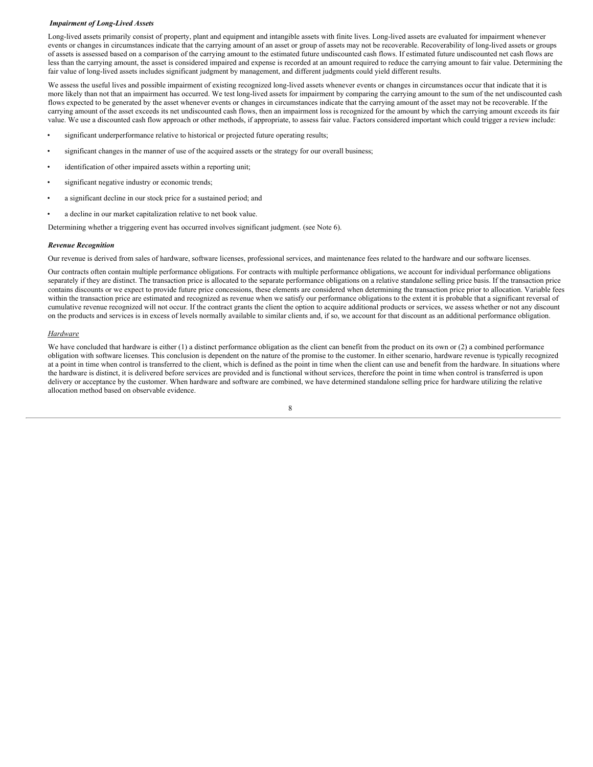***Impairment of Long-Lived Assets***

Long-lived assets primarily consist of property, plant and equipment and intangible assets with finite lives. Long-lived assets are evaluated for impairment whenever events or changes in circumstances indicate that the carrying amount of an asset or group of assets may not be recoverable. Recoverability of long-lived assets or groups of assets is assessed based on a comparison of the carrying amount to the estimated future undiscounted cash flows. If estimated future undiscounted net cash flows are less than the carrying amount, the asset is considered impaired and expense is recorded at an amount required to reduce the carrying amount to fair value. Determining the fair value of long-lived assets includes significant judgment by management, and different judgments could yield different results.

We assess the useful lives and possible impairment of existing recognized long-lived assets whenever events or changes in circumstances occur that indicate that it is more likely than not that an impairment has occurred. We test long-lived assets for impairment by comparing the carrying amount to the sum of the net undiscounted cash flows expected to be generated by the asset whenever events or changes in circumstances indicate that the carrying amount of the asset may not be recoverable. If the carrying amount of the asset exceeds its net undiscounted cash flows, then an impairment loss is recognized for the amount by which the carrying amount exceeds its fair value. We use a discounted cash flow approach or other methods, if appropriate, to assess fair value. Factors considered important which could trigger a review include:

- significant underperformance relative to historical or projected future operating results;
- significant changes in the manner of use of the acquired assets or the strategy for our overall business;
- identification of other impaired assets within a reporting unit;
- significant negative industry or economic trends;
- a significant decline in our stock price for a sustained period; and
- a decline in our market capitalization relative to net book value.

Determining whether a triggering event has occurred involves significant judgment. (see Note 6).

***Revenue Recognition***

Our revenue is derived from sales of hardware, software licenses, professional services, and maintenance fees related to the hardware and our software licenses.

Our contracts often contain multiple performance obligations. For contracts with multiple performance obligations, we account for individual performance obligations separately if they are distinct. The transaction price is allocated to the separate performance obligations on a relative standalone selling price basis. If the transaction price contains discounts or we expect to provide future price concessions, these elements are considered when determining the transaction price prior to allocation. Variable fees within the transaction price are estimated and recognized as revenue when we satisfy our performance obligations to the extent it is probable that a significant reversal of cumulative revenue recognized will not occur. If the contract grants the client the option to acquire additional products or services, we assess whether or not any discount on the products and services is in excess of levels normally available to similar clients and, if so, we account for that discount as an additional performance obligation.

*Hardware*

We have concluded that hardware is either (1) a distinct performance obligation as the client can benefit from the product on its own or (2) a combined performance obligation with software licenses. This conclusion is dependent on the nature of the promise to the customer. In either scenario, hardware revenue is typically recognized at a point in time when control is transferred to the client, which is defined as the point in time when the client can use and benefit from the hardware. In situations where the hardware is distinct, it is delivered before services are provided and is functional without services, therefore the point in time when control is transferred is upon delivery or acceptance by the customer. When hardware and software are combined, we have determined standalone selling price for hardware utilizing the relative allocation method based on observable evidence.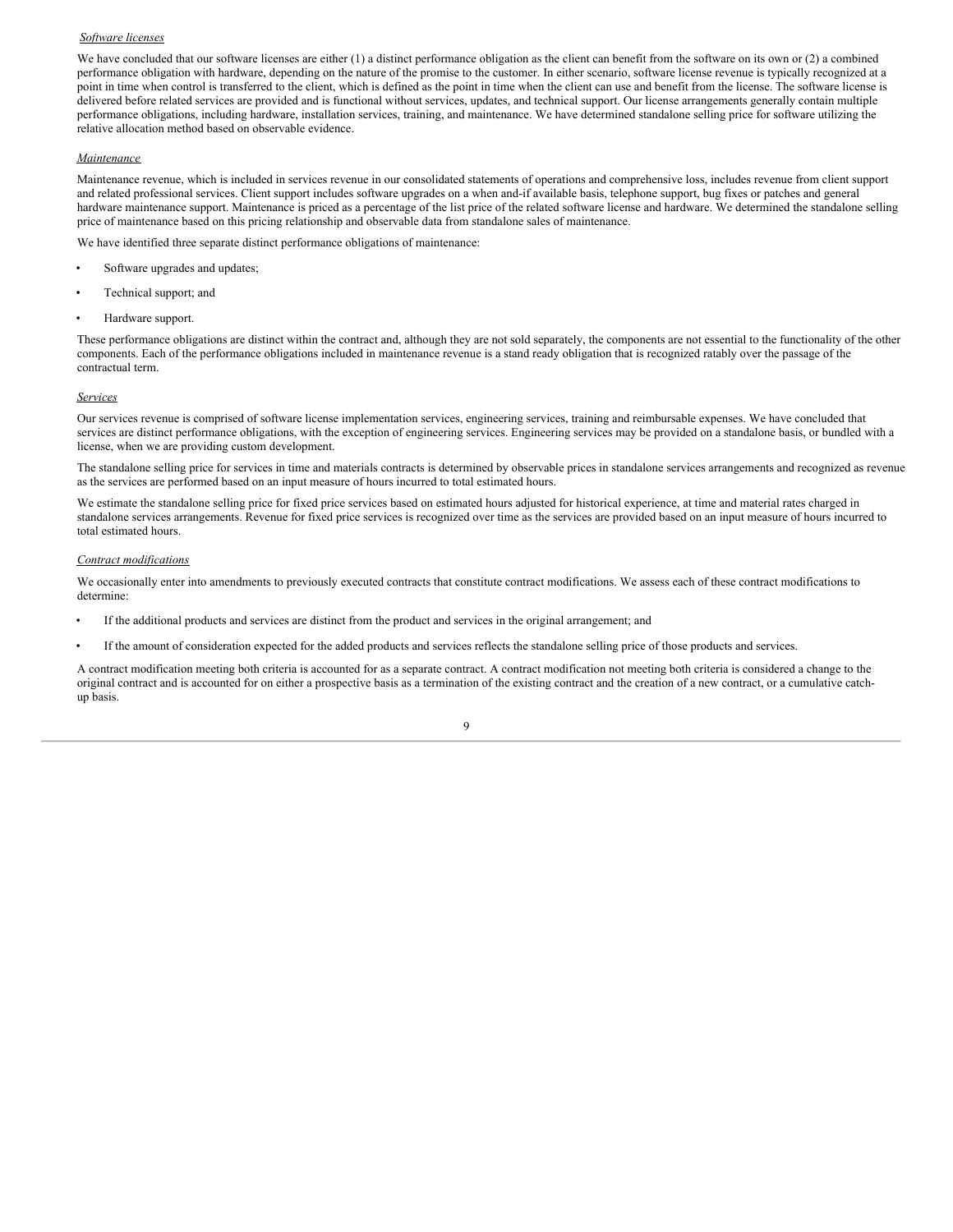*Software licenses*

We have concluded that our software licenses are either (1) a distinct performance obligation as the client can benefit from the software on its own or (2) a combined performance obligation with hardware, depending on the nature of the promise to the customer. In either scenario, software license revenue is typically recognized at a point in time when control is transferred to the client, which is defined as the point in time when the client can use and benefit from the license. The software license is delivered before related services are provided and is functional without services, updates, and technical support. Our license arrangements generally contain multiple performance obligations, including hardware, installation services, training, and maintenance. We have determined standalone selling price for software utilizing the relative allocation method based on observable evidence.

*Maintenance*

Maintenance revenue, which is included in services revenue in our consolidated statements of operations and comprehensive loss, includes revenue from client support and related professional services. Client support includes software upgrades on a when and-if available basis, telephone support, bug fixes or patches and general hardware maintenance support. Maintenance is priced as a percentage of the list price of the related software license and hardware. We determined the standalone selling price of maintenance based on this pricing relationship and observable data from standalone sales of maintenance.

We have identified three separate distinct performance obligations of maintenance:

- Software upgrades and updates;
- Technical support; and
- Hardware support.

These performance obligations are distinct within the contract and, although they are not sold separately, the components are not essential to the functionality of the other components. Each of the performance obligations included in maintenance revenue is a stand ready obligation that is recognized ratably over the passage of the contractual term.

*Services*

Our services revenue is comprised of software license implementation services, engineering services, training and reimbursable expenses. We have concluded that services are distinct performance obligations, with the exception of engineering services. Engineering services may be provided on a standalone basis, or bundled with a license, when we are providing custom development.

The standalone selling price for services in time and materials contracts is determined by observable prices in standalone services arrangements and recognized as revenue as the services are performed based on an input measure of hours incurred to total estimated hours.

We estimate the standalone selling price for fixed price services based on estimated hours adjusted for historical experience, at time and material rates charged in standalone services arrangements. Revenue for fixed price services is recognized over time as the services are provided based on an input measure of hours incurred to total estimated hours.

*Contract modifications*

We occasionally enter into amendments to previously executed contracts that constitute contract modifications. We assess each of these contract modifications to determine:

- If the additional products and services are distinct from the product and services in the original arrangement; and
- If the amount of consideration expected for the added products and services reflects the standalone selling price of those products and services.

A contract modification meeting both criteria is accounted for as a separate contract. A contract modification not meeting both criteria is considered a change to the original contract and is accounted for on either a prospective basis as a termination of the existing contract and the creation of a new contract, or a cumulative catch-up basis.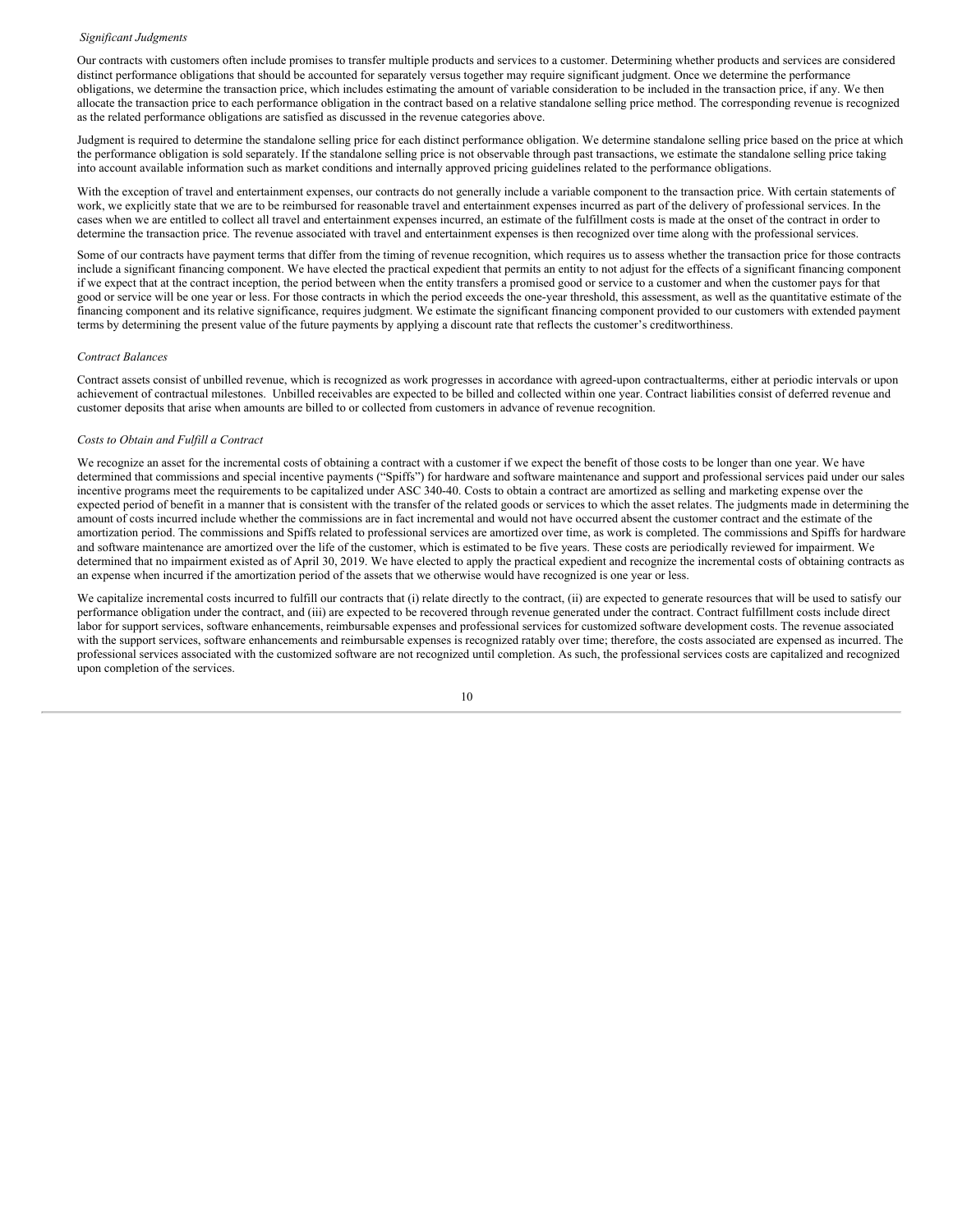*Significant Judgments*

Our contracts with customers often include promises to transfer multiple products and services to a customer. Determining whether products and services are considered distinct performance obligations that should be accounted for separately versus together may require significant judgment. Once we determine the performance obligations, we determine the transaction price, which includes estimating the amount of variable consideration to be included in the transaction price, if any. We then allocate the transaction price to each performance obligation in the contract based on a relative standalone selling price method. The corresponding revenue is recognized as the related performance obligations are satisfied as discussed in the revenue categories above.

Judgment is required to determine the standalone selling price for each distinct performance obligation. We determine standalone selling price based on the price at which the performance obligation is sold separately. If the standalone selling price is not observable through past transactions, we estimate the standalone selling price taking into account available information such as market conditions and internally approved pricing guidelines related to the performance obligations.

With the exception of travel and entertainment expenses, our contracts do not generally include a variable component to the transaction price. With certain statements of work, we explicitly state that we are to be reimbursed for reasonable travel and entertainment expenses incurred as part of the delivery of professional services. In the cases when we are entitled to collect all travel and entertainment expenses incurred, an estimate of the fulfillment costs is made at the onset of the contract in order to determine the transaction price. The revenue associated with travel and entertainment expenses is then recognized over time along with the professional services.

Some of our contracts have payment terms that differ from the timing of revenue recognition, which requires us to assess whether the transaction price for those contracts include a significant financing component. We have elected the practical expedient that permits an entity to not adjust for the effects of a significant financing component if we expect that at the contract inception, the period between when the entity transfers a promised good or service to a customer and when the customer pays for that good or service will be one year or less. For those contracts in which the period exceeds the one-year threshold, this assessment, as well as the quantitative estimate of the financing component and its relative significance, requires judgment. We estimate the significant financing component provided to our customers with extended payment terms by determining the present value of the future payments by applying a discount rate that reflects the customer's creditworthiness.

*Contract Balances*

Contract assets consist of unbilled revenue, which is recognized as work progresses in accordance with agreed-upon contractualterms, either at periodic intervals or upon achievement of contractual milestones. Unbilled receivables are expected to be billed and collected within one year. Contract liabilities consist of deferred revenue and customer deposits that arise when amounts are billed to or collected from customers in advance of revenue recognition.

*Costs to Obtain and Fulfill a Contract*

We recognize an asset for the incremental costs of obtaining a contract with a customer if we expect the benefit of those costs to be longer than one year. We have determined that commissions and special incentive payments ("Spiffs") for hardware and software maintenance and support and professional services paid under our sales incentive programs meet the requirements to be capitalized under ASC 340-40. Costs to obtain a contract are amortized as selling and marketing expense over the expected period of benefit in a manner that is consistent with the transfer of the related goods or services to which the asset relates. The judgments made in determining the amount of costs incurred include whether the commissions are in fact incremental and would not have occurred absent the customer contract and the estimate of the amortization period. The commissions and Spiffs related to professional services are amortized over time, as work is completed. The commissions and Spiffs for hardware and software maintenance are amortized over the life of the customer, which is estimated to be five years. These costs are periodically reviewed for impairment. We determined that no impairment existed as of April 30, 2019. We have elected to apply the practical expedient and recognize the incremental costs of obtaining contracts as an expense when incurred if the amortization period of the assets that we otherwise would have recognized is one year or less.

We capitalize incremental costs incurred to fulfill our contracts that (i) relate directly to the contract, (ii) are expected to generate resources that will be used to satisfy our performance obligation under the contract, and (iii) are expected to be recovered through revenue generated under the contract. Contract fulfillment costs include direct labor for support services, software enhancements, reimbursable expenses and professional services for customized software development costs. The revenue associated with the support services, software enhancements and reimbursable expenses is recognized ratably over time; therefore, the costs associated are expensed as incurred. The professional services associated with the customized software are not recognized until completion. As such, the professional services costs are capitalized and recognized upon completion of the services.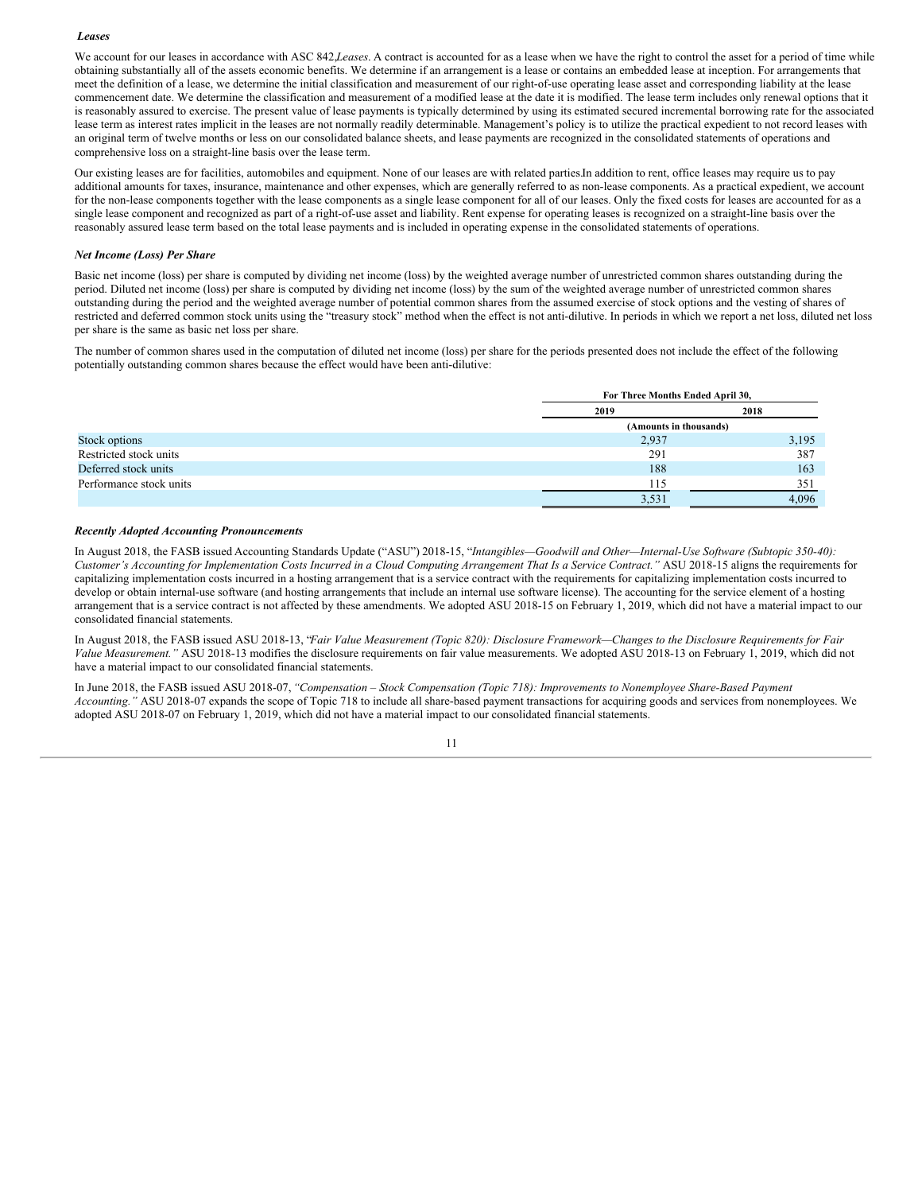***Leases***

We account for our leases in accordance with ASC 842,*Leases*. A contract is accounted for as a lease when we have the right to control the asset for a period of time while obtaining substantially all of the assets economic benefits. We determine if an arrangement is a lease or contains an embedded lease at inception. For arrangements that meet the definition of a lease, we determine the initial classification and measurement of our right-of-use operating lease asset and corresponding liability at the lease commencement date. We determine the classification and measurement of a modified lease at the date it is modified. The lease term includes only renewal options that it is reasonably assured to exercise. The present value of lease payments is typically determined by using its estimated secured incremental borrowing rate for the associated lease term as interest rates implicit in the leases are not normally readily determinable. Management's policy is to utilize the practical expedient to not record leases with an original term of twelve months or less on our consolidated balance sheets, and lease payments are recognized in the consolidated statements of operations and comprehensive loss on a straight-line basis over the lease term.

Our existing leases are for facilities, automobiles and equipment. None of our leases are with related parties.In addition to rent, office leases may require us to pay additional amounts for taxes, insurance, maintenance and other expenses, which are generally referred to as non-lease components. As a practical expedient, we account for the non-lease components together with the lease components as a single lease component for all of our leases. Only the fixed costs for leases are accounted for as a single lease component and recognized as part of a right-of-use asset and liability. Rent expense for operating leases is recognized on a straight-line basis over the reasonably assured lease term based on the total lease payments and is included in operating expense in the consolidated statements of operations.

***Net Income (Loss) Per Share***

Basic net income (loss) per share is computed by dividing net income (loss) by the weighted average number of unrestricted common shares outstanding during the period. Diluted net income (loss) per share is computed by dividing net income (loss) by the sum of the weighted average number of unrestricted common shares outstanding during the period and the weighted average number of potential common shares from the assumed exercise of stock options and the vesting of shares of restricted and deferred common stock units using the "treasury stock" method when the effect is not anti-dilutive. In periods in which we report a net loss, diluted net loss per share is the same as basic net loss per share.

The number of common shares used in the computation of diluted net income (loss) per share for the periods presented does not include the effect of the following potentially outstanding common shares because the effect would have been anti-dilutive:

| | For Three Months Ended April 30, | |
|---|---|---|
| | 2019 | 2018 |
| | (Amounts in thousands) | |
| Stock options | 2,937 | 3,195 |
| Restricted stock units | 291 | 387 |
| Deferred stock units | 188 | 163 |
| Performance stock units | 115 | 351 |
| | 3,531 | 4,096 |

***Recently Adopted Accounting Pronouncements***

In August 2018, the FASB issued Accounting Standards Update ("ASU") 2018-15, "*Intangibles—Goodwill and Other—Internal-Use Software (Subtopic 350-40): Customer's Accounting for Implementation Costs Incurred in a Cloud Computing Arrangement That Is a Service Contract."* ASU 2018-15 aligns the requirements for capitalizing implementation costs incurred in a hosting arrangement that is a service contract with the requirements for capitalizing implementation costs incurred to develop or obtain internal-use software (and hosting arrangements that include an internal use software license). The accounting for the service element of a hosting arrangement that is a service contract is not affected by these amendments. We adopted ASU 2018-15 on February 1, 2019, which did not have a material impact to our consolidated financial statements.

In August 2018, the FASB issued ASU 2018-13, "*Fair Value Measurement (Topic 820): Disclosure Framework—Changes to the Disclosure Requirements for Fair Value Measurement."* ASU 2018-13 modifies the disclosure requirements on fair value measurements. We adopted ASU 2018-13 on February 1, 2019, which did not have a material impact to our consolidated financial statements.

In June 2018, the FASB issued ASU 2018-07, *"Compensation – Stock Compensation (Topic 718): Improvements to Nonemployee Share-Based Payment Accounting."* ASU 2018-07 expands the scope of Topic 718 to include all share-based payment transactions for acquiring goods and services from nonemployees. We adopted ASU 2018-07 on February 1, 2019, which did not have a material impact to our consolidated financial statements.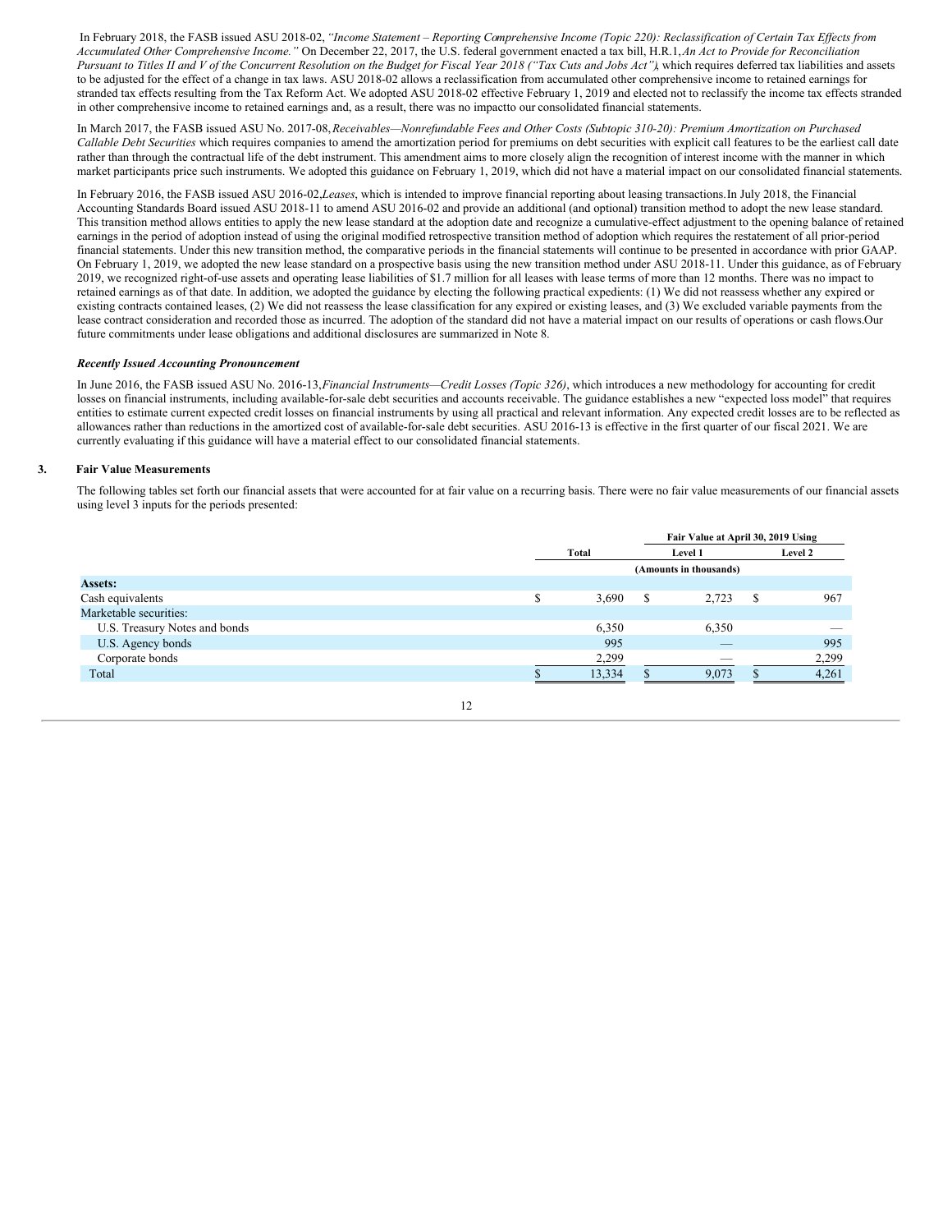In February 2018, the FASB issued ASU 2018-02, *"Income Statement – Reporting Comprehensive Income (Topic 220): Reclassification of Certain Tax Effects from Accumulated Other Comprehensive Income."* On December 22, 2017, the U.S. federal government enacted a tax bill, H.R.1, *An Act to Provide for Reconciliation Pursuant to Titles II and V of the Concurrent Resolution on the Budget for Fiscal Year 2018 ("Tax Cuts and Jobs Act")*, which requires deferred tax liabilities and assets to be adjusted for the effect of a change in tax laws. ASU 2018-02 allows a reclassification from accumulated other comprehensive income to retained earnings for stranded tax effects resulting from the Tax Reform Act. We adopted ASU 2018-02 effective February 1, 2019 and elected not to reclassify the income tax effects stranded in other comprehensive income to retained earnings and, as a result, there was no impactto our consolidated financial statements.

In March 2017, the FASB issued ASU No. 2017-08, *Receivables—Nonrefundable Fees and Other Costs (Subtopic 310-20): Premium Amortization on Purchased Callable Debt Securities* which requires companies to amend the amortization period for premiums on debt securities with explicit call features to be the earliest call date rather than through the contractual life of the debt instrument. This amendment aims to more closely align the recognition of interest income with the manner in which market participants price such instruments. We adopted this guidance on February 1, 2019, which did not have a material impact on our consolidated financial statements.

In February 2016, the FASB issued ASU 2016-02, *Leases*, which is intended to improve financial reporting about leasing transactions. In July 2018, the Financial Accounting Standards Board issued ASU 2018-11 to amend ASU 2016-02 and provide an additional (and optional) transition method to adopt the new lease standard. This transition method allows entities to apply the new lease standard at the adoption date and recognize a cumulative-effect adjustment to the opening balance of retained earnings in the period of adoption instead of using the original modified retrospective transition method of adoption which requires the restatement of all prior-period financial statements. Under this new transition method, the comparative periods in the financial statements will continue to be presented in accordance with prior GAAP. On February 1, 2019, we adopted the new lease standard on a prospective basis using the new transition method under ASU 2018-11. Under this guidance, as of February 2019, we recognized right-of-use assets and operating lease liabilities of $1.7 million for all leases with lease terms of more than 12 months. There was no impact to retained earnings as of that date. In addition, we adopted the guidance by electing the following practical expedients: (1) We did not reassess whether any expired or existing contracts contained leases, (2) We did not reassess the lease classification for any expired or existing leases, and (3) We excluded variable payments from the lease contract consideration and recorded those as incurred. The adoption of the standard did not have a material impact on our results of operations or cash flows. Our future commitments under lease obligations and additional disclosures are summarized in Note 8.

***Recently Issued Accounting Pronouncement***

In June 2016, the FASB issued ASU No. 2016-13, *Financial Instruments—Credit Losses (Topic 326)*, which introduces a new methodology for accounting for credit losses on financial instruments, including available-for-sale debt securities and accounts receivable. The guidance establishes a new "expected loss model" that requires entities to estimate current expected credit losses on financial instruments by using all practical and relevant information. Any expected credit losses are to be reflected as allowances rather than reductions in the amortized cost of available-for-sale debt securities. ASU 2016-13 is effective in the first quarter of our fiscal 2021. We are currently evaluating if this guidance will have a material effect to our consolidated financial statements.

## 3. Fair Value Measurements

The following tables set forth our financial assets that were accounted for at fair value on a recurring basis. There were no fair value measurements of our financial assets using level 3 inputs for the periods presented:

| | | Fair Value at April 30, 2019 Using | |
|---|---|---|---|
| | Total | Level 1 | Level 2 |
| | (Amounts in thousands) | | |
| **Assets:** | | | |
| Cash equivalents | $ 3,690 | $ 2,723 | $ 967 |
| Marketable securities: | | | |
| U.S. Treasury Notes and bonds | 6,350 | 6,350 | — |
| U.S. Agency bonds | 995 | — | 995 |
| Corporate bonds | 2,299 | — | 2,299 |
| Total | $ 13,334 | $ 9,073 | $ 4,261 |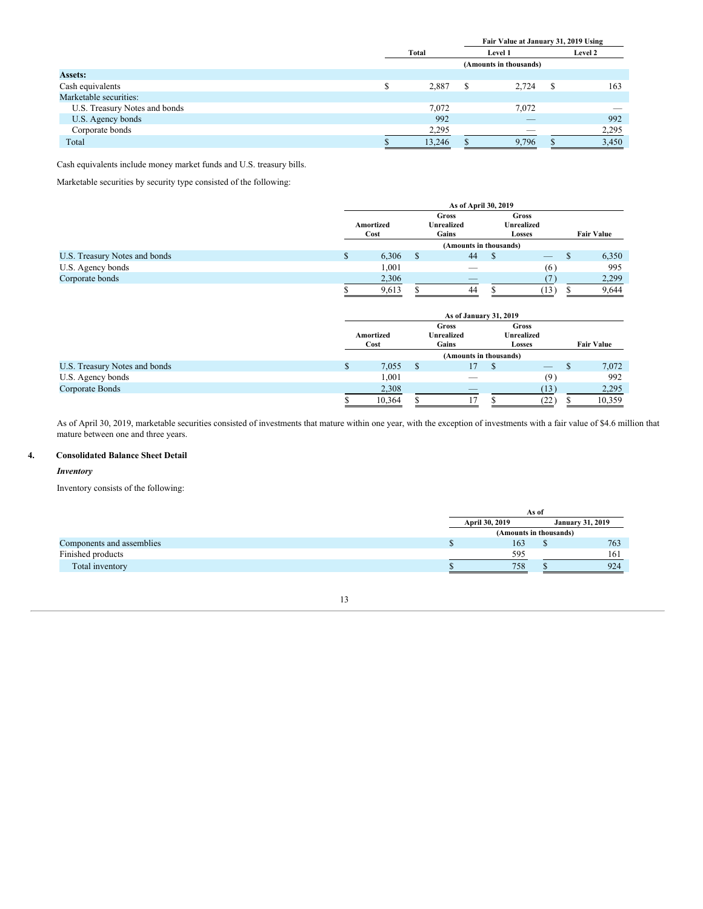| | Total | Fair Value at January 31, 2019 Using | |
|---|---|---|---|
| | | Level 1 | Level 2 |
| | (Amounts in thousands) | | |
| **Assets:** | | | |
| Cash equivalents | $ 2,887 | $ 2,724 | $ 163 |
| Marketable securities: | | | |
| U.S. Treasury Notes and bonds | 7,072 | 7,072 | — |
| U.S. Agency bonds | 992 | — | 992 |
| Corporate bonds | 2,295 | — | 2,295 |
| Total | $ 13,246 | $ 9,796 | $ 3,450 |

Cash equivalents include money market funds and U.S. treasury bills.

Marketable securities by security type consisted of the following:

| | As of April 30, 2019 | | | |
|---|---|---|---|---|
| | Amortized Cost | Gross Unrealized Gains | Gross Unrealized Losses | Fair Value |
| | (Amounts in thousands) | | | |
| U.S. Treasury Notes and bonds | $ 6,306 | $ 44 | $ — | $ 6,350 |
| U.S. Agency bonds | 1,001 | — | (6) | 995 |
| Corporate bonds | 2,306 | — | (7) | 2,299 |
| | $ 9,613 | $ 44 | $ (13) | $ 9,644 |

| | As of January 31, 2019 | | | |
|---|---|---|---|---|
| | Amortized Cost | Gross Unrealized Gains | Gross Unrealized Losses | Fair Value |
| | (Amounts in thousands) | | | |
| U.S. Treasury Notes and bonds | $ 7,055 | $ 17 | $ — | $ 7,072 |
| U.S. Agency bonds | 1,001 | — | (9) | 992 |
| Corporate Bonds | 2,308 | — | (13) | 2,295 |
| | $ 10,364 | $ 17 | $ (22) | $ 10,359 |

As of April 30, 2019, marketable securities consisted of investments that mature within one year, with the exception of investments with a fair value of $4.6 million that mature between one and three years.

## 4. Consolidated Balance Sheet Detail

***Inventory***

Inventory consists of the following:

| | As of | |
|---|---|---|
| | April 30, 2019 | January 31, 2019 |
| | (Amounts in thousands) | |
| Components and assemblies | $ 163 | $ 763 |
| Finished products | 595 | 161 |
| Total inventory | $ 758 | $ 924 |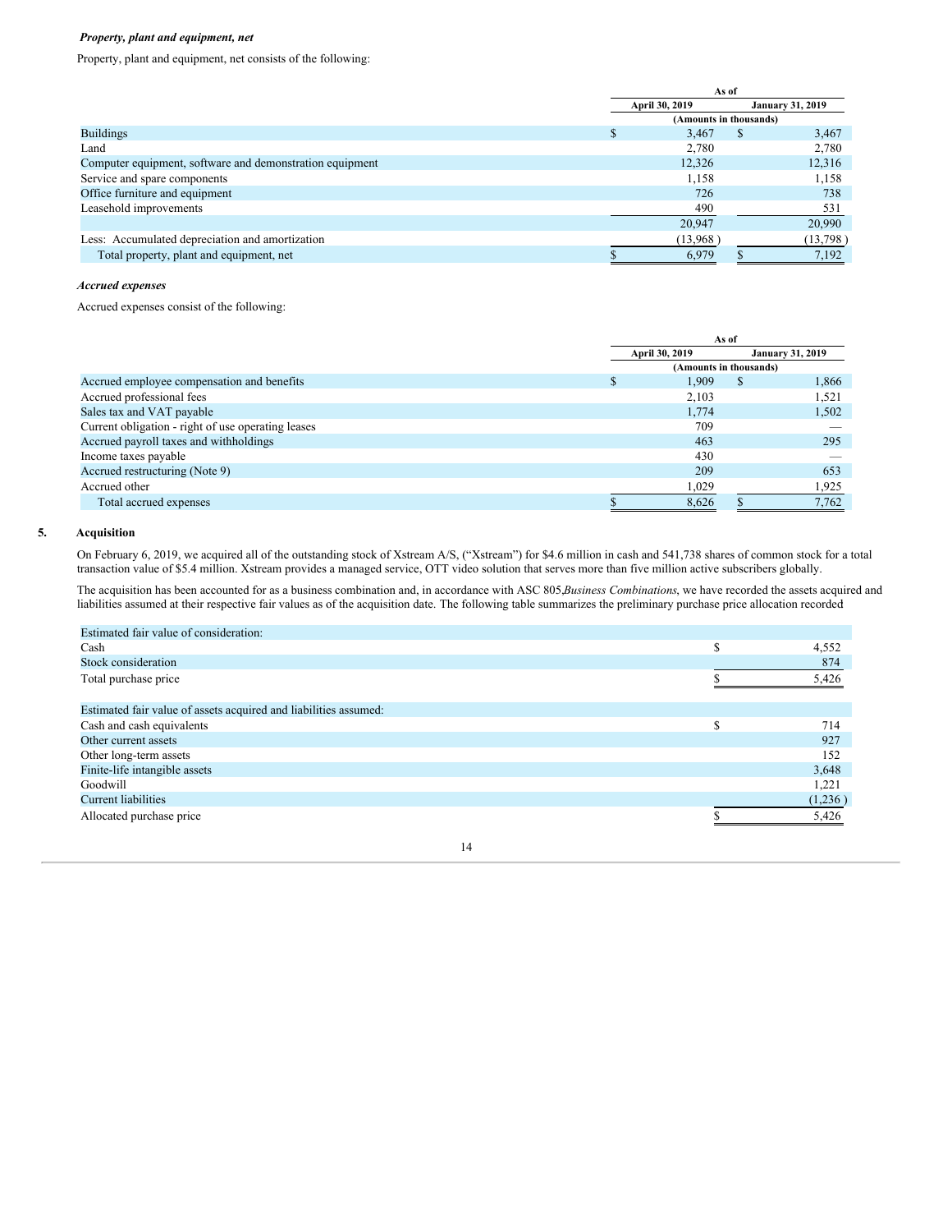***Property, plant and equipment, net***

Property, plant and equipment, net consists of the following:

| | As of | |
|---|---|---|
| | April 30, 2019 | January 31, 2019 |
| | (Amounts in thousands) | |
| Buildings | $ 3,467 | $ 3,467 |
| Land | 2,780 | 2,780 |
| Computer equipment, software and demonstration equipment | 12,326 | 12,316 |
| Service and spare components | 1,158 | 1,158 |
| Office furniture and equipment | 726 | 738 |
| Leasehold improvements | 490 | 531 |
| | 20,947 | 20,990 |
| Less: Accumulated depreciation and amortization | (13,968 ) | (13,798 ) |
| Total property, plant and equipment, net | $ 6,979 | $ 7,192 |

***Accrued expenses***

Accrued expenses consist of the following:

| | As of | |
|---|---|---|
| | April 30, 2019 | January 31, 2019 |
| | (Amounts in thousands) | |
| Accrued employee compensation and benefits | $ 1,909 | $ 1,866 |
| Accrued professional fees | 2,103 | 1,521 |
| Sales tax and VAT payable | 1,774 | 1,502 |
| Current obligation - right of use operating leases | 709 | — |
| Accrued payroll taxes and withholdings | 463 | 295 |
| Income taxes payable | 430 | — |
| Accrued restructuring (Note 9) | 209 | 653 |
| Accrued other | 1,029 | 1,925 |
| Total accrued expenses | $ 8,626 | $ 7,762 |

## 5. Acquisition

On February 6, 2019, we acquired all of the outstanding stock of Xstream A/S, ("Xstream") for $4.6 million in cash and 541,738 shares of common stock for a total transaction value of $5.4 million. Xstream provides a managed service, OTT video solution that serves more than five million active subscribers globally.

The acquisition has been accounted for as a business combination and, in accordance with ASC 805,*Business Combinations*, we have recorded the assets acquired and liabilities assumed at their respective fair values as of the acquisition date. The following table summarizes the preliminary purchase price allocation recorded

| | |
|---|---|
| Estimated fair value of consideration: | |
| Cash | $ 4,552 |
| Stock consideration | 874 |
| Total purchase price | $ 5,426 |
| | |
| Estimated fair value of assets acquired and liabilities assumed: | |
| Cash and cash equivalents | $ 714 |
| Other current assets | 927 |
| Other long-term assets | 152 |
| Finite-life intangible assets | 3,648 |
| Goodwill | 1,221 |
| Current liabilities | (1,236 ) |
| Allocated purchase price | $ 5,426 |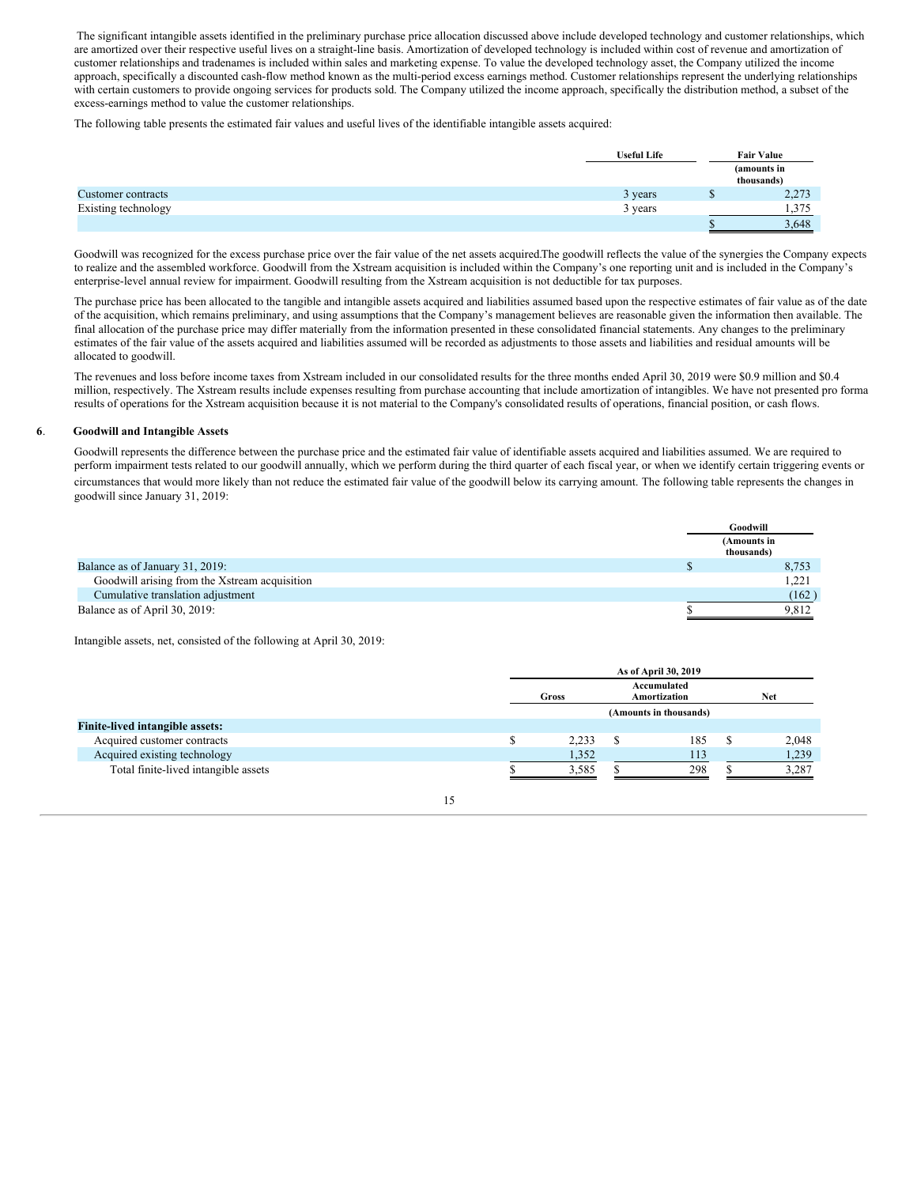The significant intangible assets identified in the preliminary purchase price allocation discussed above include developed technology and customer relationships, which are amortized over their respective useful lives on a straight-line basis. Amortization of developed technology is included within cost of revenue and amortization of customer relationships and tradenames is included within sales and marketing expense. To value the developed technology asset, the Company utilized the income approach, specifically a discounted cash-flow method known as the multi-period excess earnings method. Customer relationships represent the underlying relationships with certain customers to provide ongoing services for products sold. The Company utilized the income approach, specifically the distribution method, a subset of the excess-earnings method to value the customer relationships.

The following table presents the estimated fair values and useful lives of the identifiable intangible assets acquired:

| | Useful Life | Fair Value (amounts in thousands) |
|---|---|---|
| Customer contracts | 3 years | $ 2,273 |
| Existing technology | 3 years | 1,375 |
| | | $ 3,648 |

Goodwill was recognized for the excess purchase price over the fair value of the net assets acquired.The goodwill reflects the value of the synergies the Company expects to realize and the assembled workforce. Goodwill from the Xstream acquisition is included within the Company's one reporting unit and is included in the Company's enterprise-level annual review for impairment. Goodwill resulting from the Xstream acquisition is not deductible for tax purposes.

The purchase price has been allocated to the tangible and intangible assets acquired and liabilities assumed based upon the respective estimates of fair value as of the date of the acquisition, which remains preliminary, and using assumptions that the Company's management believes are reasonable given the information then available. The final allocation of the purchase price may differ materially from the information presented in these consolidated financial statements. Any changes to the preliminary estimates of the fair value of the assets acquired and liabilities assumed will be recorded as adjustments to those assets and liabilities and residual amounts will be allocated to goodwill.

The revenues and loss before income taxes from Xstream included in our consolidated results for the three months ended April 30, 2019 were $0.9 million and $0.4 million, respectively. The Xstream results include expenses resulting from purchase accounting that include amortization of intangibles. We have not presented pro forma results of operations for the Xstream acquisition because it is not material to the Company's consolidated results of operations, financial position, or cash flows.

## 6. Goodwill and Intangible Assets

Goodwill represents the difference between the purchase price and the estimated fair value of identifiable assets acquired and liabilities assumed. We are required to perform impairment tests related to our goodwill annually, which we perform during the third quarter of each fiscal year, or when we identify certain triggering events or circumstances that would more likely than not reduce the estimated fair value of the goodwill below its carrying amount. The following table represents the changes in goodwill since January 31, 2019:

| | Goodwill (Amounts in thousands) |
|---|---|
| Balance as of January 31, 2019: | $ 8,753 |
| Goodwill arising from the Xstream acquisition | 1,221 |
| Cumulative translation adjustment | (162 ) |
| Balance as of April 30, 2019: | $ 9,812 |

Intangible assets, net, consisted of the following at April 30, 2019:

| | As of April 30, 2019 | | |
|---|---|---|---|
| | Gross | Accumulated Amortization | Net |
| | (Amounts in thousands) | | |
| **Finite-lived intangible assets:** | | | |
| Acquired customer contracts | $ 2,233 | $ 185 | $ 2,048 |
| Acquired existing technology | 1,352 | 113 | 1,239 |
| Total finite-lived intangible assets | $ 3,585 | $ 298 | $ 3,287 |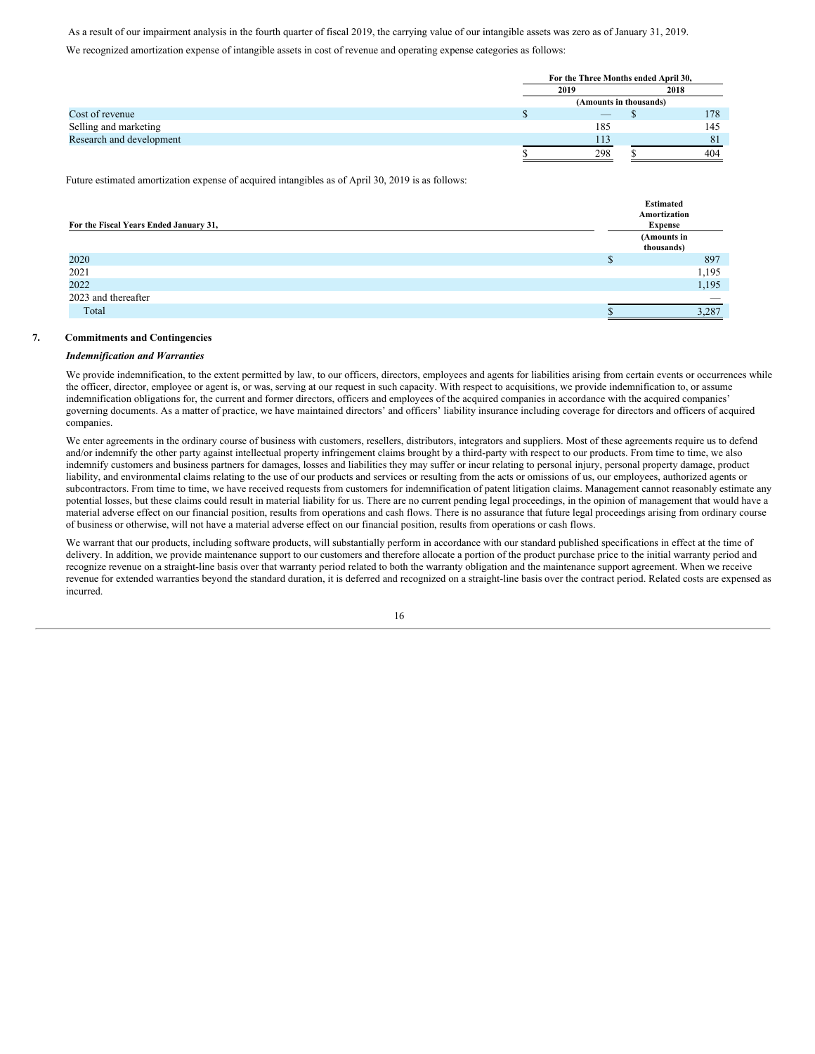As a result of our impairment analysis in the fourth quarter of fiscal 2019, the carrying value of our intangible assets was zero as of January 31, 2019.

We recognized amortization expense of intangible assets in cost of revenue and operating expense categories as follows:

| | For the Three Months ended April 30, | |
|---|---|---|
| | 2019 | 2018 |
| | (Amounts in thousands) | |
| Cost of revenue | $ — | $ 178 |
| Selling and marketing | 185 | 145 |
| Research and development | 113 | 81 |
| | $ 298 | $ 404 |

Future estimated amortization expense of acquired intangibles as of April 30, 2019 is as follows:

| For the Fiscal Years Ended January 31, | Estimated Amortization Expense |
|---|---|
| | (Amounts in thousands) |
| 2020 | $ 897 |
| 2021 | 1,195 |
| 2022 | 1,195 |
| 2023 and thereafter | — |
| Total | $ 3,287 |

## 7. Commitments and Contingencies

***Indemnification and Warranties***

We provide indemnification, to the extent permitted by law, to our officers, directors, employees and agents for liabilities arising from certain events or occurrences while the officer, director, employee or agent is, or was, serving at our request in such capacity. With respect to acquisitions, we provide indemnification to, or assume indemnification obligations for, the current and former directors, officers and employees of the acquired companies in accordance with the acquired companies' governing documents. As a matter of practice, we have maintained directors' and officers' liability insurance including coverage for directors and officers of acquired companies.

We enter agreements in the ordinary course of business with customers, resellers, distributors, integrators and suppliers. Most of these agreements require us to defend and/or indemnify the other party against intellectual property infringement claims brought by a third-party with respect to our products. From time to time, we also indemnify customers and business partners for damages, losses and liabilities they may suffer or incur relating to personal injury, personal property damage, product liability, and environmental claims relating to the use of our products and services or resulting from the acts or omissions of us, our employees, authorized agents or subcontractors. From time to time, we have received requests from customers for indemnification of patent litigation claims. Management cannot reasonably estimate any potential losses, but these claims could result in material liability for us. There are no current pending legal proceedings, in the opinion of management that would have a material adverse effect on our financial position, results from operations and cash flows. There is no assurance that future legal proceedings arising from ordinary course of business or otherwise, will not have a material adverse effect on our financial position, results from operations or cash flows.

We warrant that our products, including software products, will substantially perform in accordance with our standard published specifications in effect at the time of delivery. In addition, we provide maintenance support to our customers and therefore allocate a portion of the product purchase price to the initial warranty period and recognize revenue on a straight-line basis over that warranty period related to both the warranty obligation and the maintenance support agreement. When we receive revenue for extended warranties beyond the standard duration, it is deferred and recognized on a straight-line basis over the contract period. Related costs are expensed as incurred.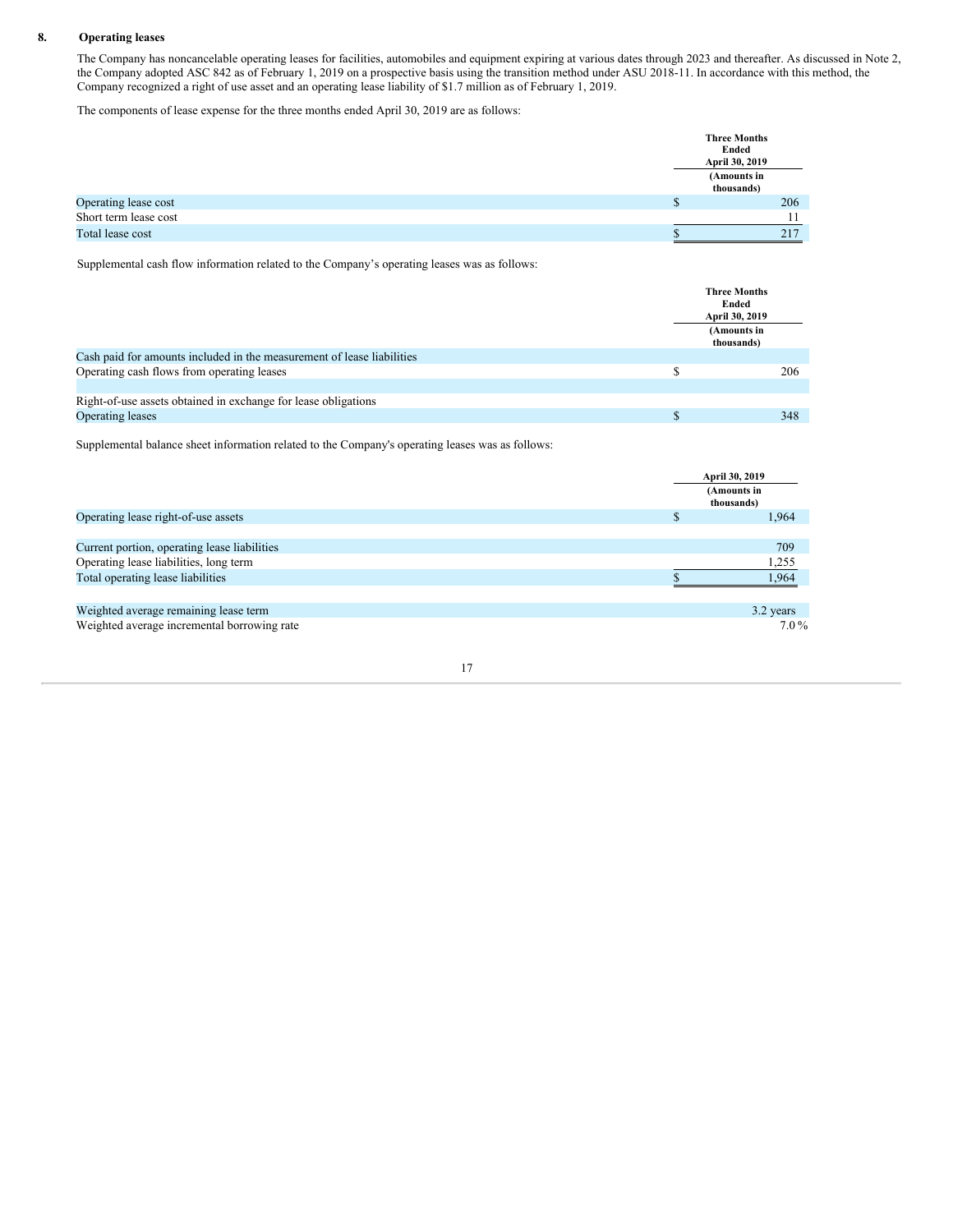## 8. Operating leases

The Company has noncancelable operating leases for facilities, automobiles and equipment expiring at various dates through 2023 and thereafter. As discussed in Note 2, the Company adopted ASC 842 as of February 1, 2019 on a prospective basis using the transition method under ASU 2018-11. In accordance with this method, the Company recognized a right of use asset and an operating lease liability of $1.7 million as of February 1, 2019.

The components of lease expense for the three months ended April 30, 2019 are as follows:

| | Three Months Ended April 30, 2019 |
|---|---|
| | (Amounts in thousands) |
| Operating lease cost | $ 206 |
| Short term lease cost | 11 |
| Total lease cost | $ 217 |

Supplemental cash flow information related to the Company's operating leases was as follows:

| | Three Months Ended April 30, 2019 |
|---|---|
| | (Amounts in thousands) |
| Cash paid for amounts included in the measurement of lease liabilities | |
| Operating cash flows from operating leases | $ 206 |
| | |
| Right-of-use assets obtained in exchange for lease obligations | |
| Operating leases | $ 348 |

Supplemental balance sheet information related to the Company's operating leases was as follows:

| | April 30, 2019 |
|---|---|
| | (Amounts in thousands) |
| Operating lease right-of-use assets | $ 1,964 |
| | |
| Current portion, operating lease liabilities | 709 |
| Operating lease liabilities, long term | 1,255 |
| Total operating lease liabilities | $ 1,964 |
| | |
| Weighted average remaining lease term | 3.2 years |
| Weighted average incremental borrowing rate | 7.0 % |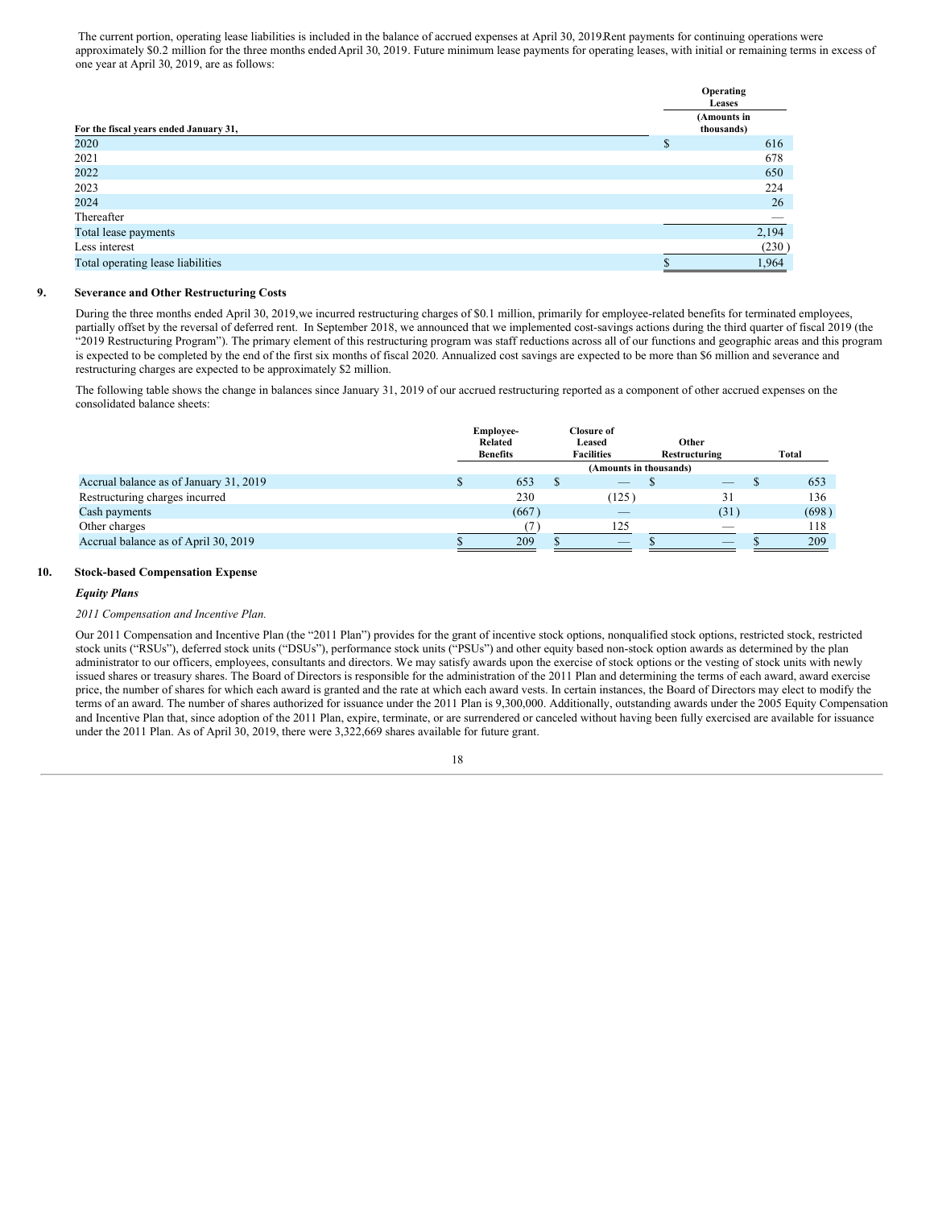The current portion, operating lease liabilities is included in the balance of accrued expenses at April 30, 2019.Rent payments for continuing operations were approximately $0.2 million for the three months ended April 30, 2019. Future minimum lease payments for operating leases, with initial or remaining terms in excess of one year at April 30, 2019, are as follows:

| For the fiscal years ended January 31, | Operating Leases (Amounts in thousands) |
|---|---|
| 2020 | $ 616 |
| 2021 | 678 |
| 2022 | 650 |
| 2023 | 224 |
| 2024 | 26 |
| Thereafter | — |
| Total lease payments | 2,194 |
| Less interest | (230) |
| Total operating lease liabilities | $ 1,964 |

## 9. Severance and Other Restructuring Costs

During the three months ended April 30, 2019,we incurred restructuring charges of $0.1 million, primarily for employee-related benefits for terminated employees, partially offset by the reversal of deferred rent. In September 2018, we announced that we implemented cost-savings actions during the third quarter of fiscal 2019 (the "2019 Restructuring Program"). The primary element of this restructuring program was staff reductions across all of our functions and geographic areas and this program is expected to be completed by the end of the first six months of fiscal 2020. Annualized cost savings are expected to be more than $6 million and severance and restructuring charges are expected to be approximately $2 million.

The following table shows the change in balances since January 31, 2019 of our accrued restructuring reported as a component of other accrued expenses on the consolidated balance sheets:

| | Employee-Related Benefits | Closure of Leased Facilities | Other Restructuring | Total |
|---|---|---|---|---|
| | (Amounts in thousands) | | | |
| Accrual balance as of January 31, 2019 | $ 653 | $ — | $ — | $ 653 |
| Restructuring charges incurred | 230 | (125) | 31 | 136 |
| Cash payments | (667) | — | (31) | (698) |
| Other charges | (7) | 125 | — | 118 |
| Accrual balance as of April 30, 2019 | $ 209 | $ — | $ — | $ 209 |

## 10. Stock-based Compensation Expense

***Equity Plans***

*2011 Compensation and Incentive Plan.*

Our 2011 Compensation and Incentive Plan (the "2011 Plan") provides for the grant of incentive stock options, nonqualified stock options, restricted stock, restricted stock units ("RSUs"), deferred stock units ("DSUs"), performance stock units ("PSUs") and other equity based non-stock option awards as determined by the plan administrator to our officers, employees, consultants and directors. We may satisfy awards upon the exercise of stock options or the vesting of stock units with newly issued shares or treasury shares. The Board of Directors is responsible for the administration of the 2011 Plan and determining the terms of each award, award exercise price, the number of shares for which each award is granted and the rate at which each award vests. In certain instances, the Board of Directors may elect to modify the terms of an award. The number of shares authorized for issuance under the 2011 Plan is 9,300,000. Additionally, outstanding awards under the 2005 Equity Compensation and Incentive Plan that, since adoption of the 2011 Plan, expire, terminate, or are surrendered or canceled without having been fully exercised are available for issuance under the 2011 Plan. As of April 30, 2019, there were 3,322,669 shares available for future grant.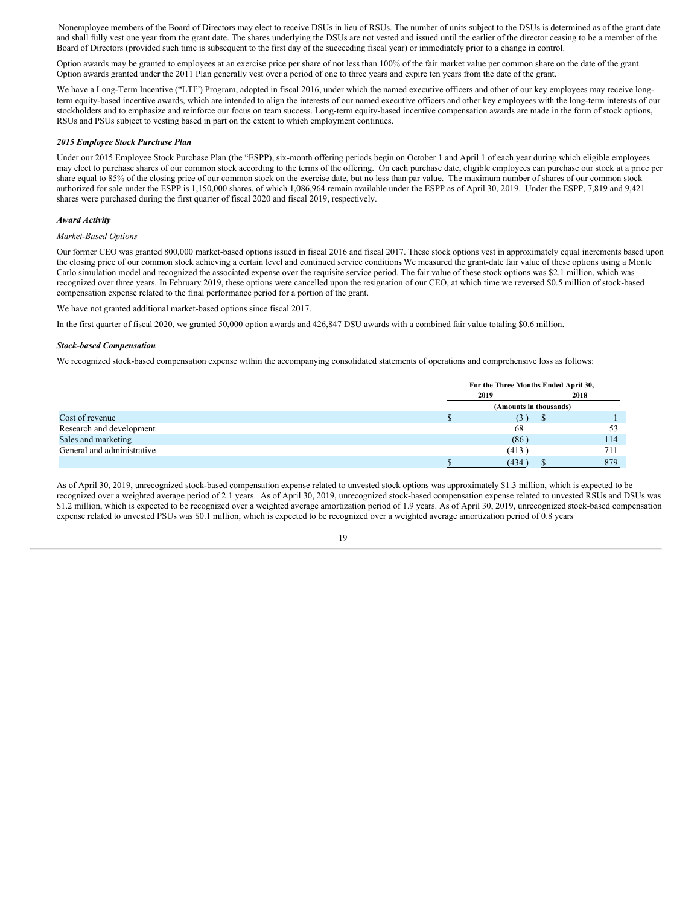Nonemployee members of the Board of Directors may elect to receive DSUs in lieu of RSUs. The number of units subject to the DSUs is determined as of the grant date and shall fully vest one year from the grant date. The shares underlying the DSUs are not vested and issued until the earlier of the director ceasing to be a member of the Board of Directors (provided such time is subsequent to the first day of the succeeding fiscal year) or immediately prior to a change in control.

Option awards may be granted to employees at an exercise price per share of not less than 100% of the fair market value per common share on the date of the grant. Option awards granted under the 2011 Plan generally vest over a period of one to three years and expire ten years from the date of the grant.

We have a Long-Term Incentive ("LTI") Program, adopted in fiscal 2016, under which the named executive officers and other of our key employees may receive long-term equity-based incentive awards, which are intended to align the interests of our named executive officers and other key employees with the long-term interests of our stockholders and to emphasize and reinforce our focus on team success. Long-term equity-based incentive compensation awards are made in the form of stock options, RSUs and PSUs subject to vesting based in part on the extent to which employment continues.

***2015 Employee Stock Purchase Plan***

Under our 2015 Employee Stock Purchase Plan (the "ESPP), six-month offering periods begin on October 1 and April 1 of each year during which eligible employees may elect to purchase shares of our common stock according to the terms of the offering. On each purchase date, eligible employees can purchase our stock at a price per share equal to 85% of the closing price of our common stock on the exercise date, but no less than par value. The maximum number of shares of our common stock authorized for sale under the ESPP is 1,150,000 shares, of which 1,086,964 remain available under the ESPP as of April 30, 2019. Under the ESPP, 7,819 and 9,421 shares were purchased during the first quarter of fiscal 2020 and fiscal 2019, respectively.

***Award Activity***

*Market-Based Options*

Our former CEO was granted 800,000 market-based options issued in fiscal 2016 and fiscal 2017. These stock options vest in approximately equal increments based upon the closing price of our common stock achieving a certain level and continued service conditions We measured the grant-date fair value of these options using a Monte Carlo simulation model and recognized the associated expense over the requisite service period. The fair value of these stock options was $2.1 million, which was recognized over three years. In February 2019, these options were cancelled upon the resignation of our CEO, at which time we reversed $0.5 million of stock-based compensation expense related to the final performance period for a portion of the grant.

We have not granted additional market-based options since fiscal 2017.

In the first quarter of fiscal 2020, we granted 50,000 option awards and 426,847 DSU awards with a combined fair value totaling $0.6 million.

***Stock-based Compensation***

We recognized stock-based compensation expense within the accompanying consolidated statements of operations and comprehensive loss as follows:

| | For the Three Months Ended April 30, | |
|---|---|---|
| | 2019 | 2018 |
| | (Amounts in thousands) | |
| Cost of revenue | $ (3) | $ 1 |
| Research and development | 68 | 53 |
| Sales and marketing | (86) | 114 |
| General and administrative | (413) | 711 |
| | $ (434) | $ 879 |

As of April 30, 2019, unrecognized stock-based compensation expense related to unvested stock options was approximately $1.3 million, which is expected to be recognized over a weighted average period of 2.1 years. As of April 30, 2019, unrecognized stock-based compensation expense related to unvested RSUs and DSUs was $1.2 million, which is expected to be recognized over a weighted average amortization period of 1.9 years. As of April 30, 2019, unrecognized stock-based compensation expense related to unvested PSUs was $0.1 million, which is expected to be recognized over a weighted average amortization period of 0.8 years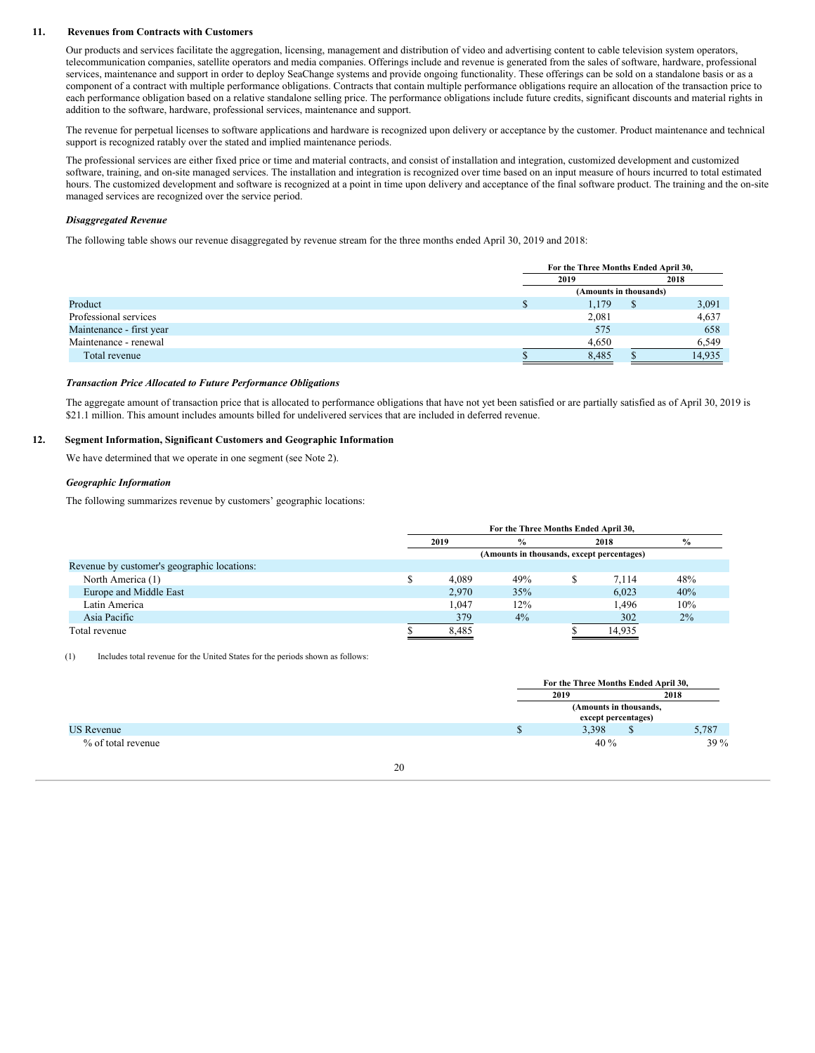## 11. Revenues from Contracts with Customers

Our products and services facilitate the aggregation, licensing, management and distribution of video and advertising content to cable television system operators, telecommunication companies, satellite operators and media companies. Offerings include and revenue is generated from the sales of software, hardware, professional services, maintenance and support in order to deploy SeaChange systems and provide ongoing functionality. These offerings can be sold on a standalone basis or as a component of a contract with multiple performance obligations. Contracts that contain multiple performance obligations require an allocation of the transaction price to each performance obligation based on a relative standalone selling price. The performance obligations include future credits, significant discounts and material rights in addition to the software, hardware, professional services, maintenance and support.

The revenue for perpetual licenses to software applications and hardware is recognized upon delivery or acceptance by the customer. Product maintenance and technical support is recognized ratably over the stated and implied maintenance periods.

The professional services are either fixed price or time and material contracts, and consist of installation and integration, customized development and customized software, training, and on-site managed services. The installation and integration is recognized over time based on an input measure of hours incurred to total estimated hours. The customized development and software is recognized at a point in time upon delivery and acceptance of the final software product. The training and the on-site managed services are recognized over the service period.

### *Disaggregated Revenue*

The following table shows our revenue disaggregated by revenue stream for the three months ended April 30, 2019 and 2018:

| | For the Three Months Ended April 30, 2019 | 2018 |
|---|---|---|
| | (Amounts in thousands) | |
| Product | $ 1,179 | $ 3,091 |
| Professional services | 2,081 | 4,637 |
| Maintenance - first year | 575 | 658 |
| Maintenance - renewal | 4,650 | 6,549 |
| Total revenue | $ 8,485 | $ 14,935 |

### *Transaction Price Allocated to Future Performance Obligations*

The aggregate amount of transaction price that is allocated to performance obligations that have not yet been satisfied or are partially satisfied as of April 30, 2019 is $21.1 million. This amount includes amounts billed for undelivered services that are included in deferred revenue.

## 12. Segment Information, Significant Customers and Geographic Information

We have determined that we operate in one segment (see Note 2).

### *Geographic Information*

The following summarizes revenue by customers' geographic locations:

| | For the Three Months Ended April 30, 2019 | % | 2018 | % |
|---|---|---|---|---|
| | (Amounts in thousands, except percentages) | | | |
| Revenue by customer's geographic locations: | | | | |
| North America (1) | $ 4,089 | 49% | $ 7,114 | 48% |
| Europe and Middle East | 2,970 | 35% | 6,023 | 40% |
| Latin America | 1,047 | 12% | 1,496 | 10% |
| Asia Pacific | 379 | 4% | 302 | 2% |
| Total revenue | $ 8,485 | | $ 14,935 | |

(1) Includes total revenue for the United States for the periods shown as follows:

| | For the Three Months Ended April 30, 2019 | 2018 |
|---|---|---|
| | (Amounts in thousands, except percentages) | |
| US Revenue | $ 3,398 | $ 5,787 |
| % of total revenue | 40 % | 39 % |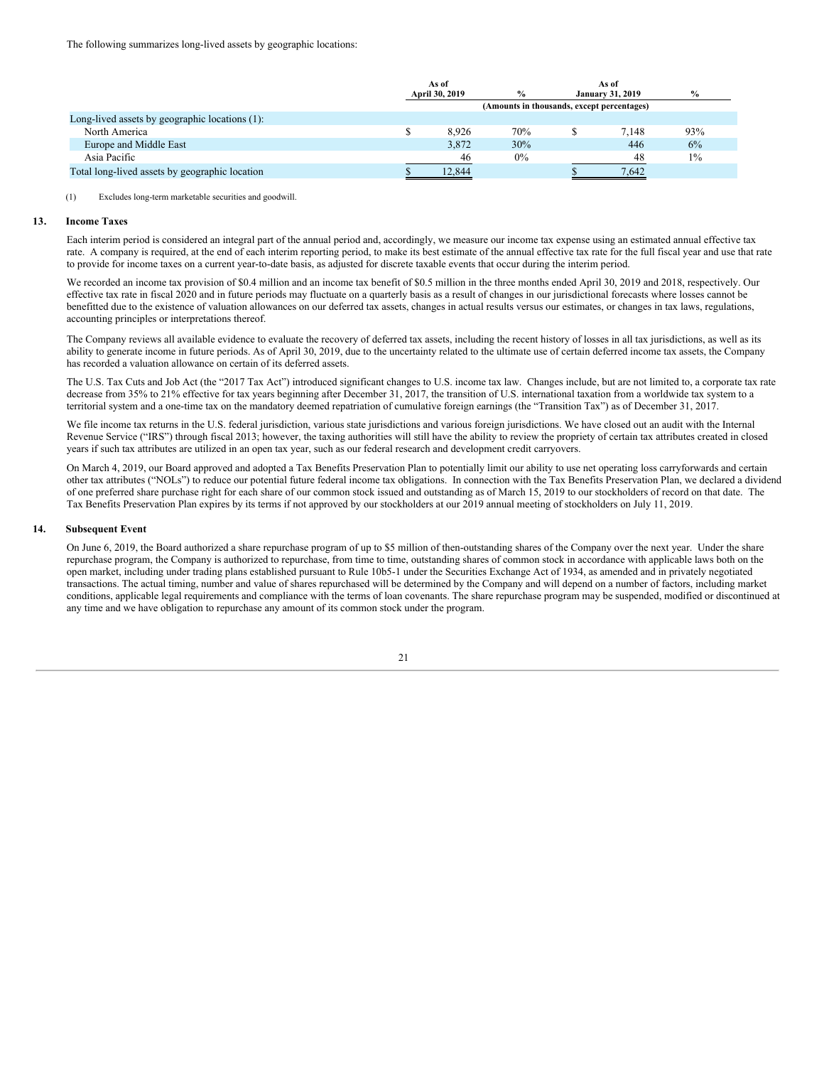The following summarizes long-lived assets by geographic locations:

| | As of April 30, 2019 | % | As of January 31, 2019 | % |
|---|---|---|---|---|
| | (Amounts in thousands, except percentages) | | | |
| Long-lived assets by geographic locations (1): | | | | |
| North America | $ 8,926 | 70% | $ 7,148 | 93% |
| Europe and Middle East | 3,872 | 30% | 446 | 6% |
| Asia Pacific | 46 | 0% | 48 | 1% |
| Total long-lived assets by geographic location | $ 12,844 | | $ 7,642 | |

(1) Excludes long-term marketable securities and goodwill.

## 13. Income Taxes

Each interim period is considered an integral part of the annual period and, accordingly, we measure our income tax expense using an estimated annual effective tax rate. A company is required, at the end of each interim reporting period, to make its best estimate of the annual effective tax rate for the full fiscal year and use that rate to provide for income taxes on a current year-to-date basis, as adjusted for discrete taxable events that occur during the interim period.

We recorded an income tax provision of $0.4 million and an income tax benefit of $0.5 million in the three months ended April 30, 2019 and 2018, respectively. Our effective tax rate in fiscal 2020 and in future periods may fluctuate on a quarterly basis as a result of changes in our jurisdictional forecasts where losses cannot be benefitted due to the existence of valuation allowances on our deferred tax assets, changes in actual results versus our estimates, or changes in tax laws, regulations, accounting principles or interpretations thereof.

The Company reviews all available evidence to evaluate the recovery of deferred tax assets, including the recent history of losses in all tax jurisdictions, as well as its ability to generate income in future periods. As of April 30, 2019, due to the uncertainty related to the ultimate use of certain deferred income tax assets, the Company has recorded a valuation allowance on certain of its deferred assets.

The U.S. Tax Cuts and Job Act (the "2017 Tax Act") introduced significant changes to U.S. income tax law. Changes include, but are not limited to, a corporate tax rate decrease from 35% to 21% effective for tax years beginning after December 31, 2017, the transition of U.S. international taxation from a worldwide tax system to a territorial system and a one-time tax on the mandatory deemed repatriation of cumulative foreign earnings (the "Transition Tax") as of December 31, 2017.

We file income tax returns in the U.S. federal jurisdiction, various state jurisdictions and various foreign jurisdictions. We have closed out an audit with the Internal Revenue Service ("IRS") through fiscal 2013; however, the taxing authorities will still have the ability to review the propriety of certain tax attributes created in closed years if such tax attributes are utilized in an open tax year, such as our federal research and development credit carryovers.

On March 4, 2019, our Board approved and adopted a Tax Benefits Preservation Plan to potentially limit our ability to use net operating loss carryforwards and certain other tax attributes ("NOLs") to reduce our potential future federal income tax obligations. In connection with the Tax Benefits Preservation Plan, we declared a dividend of one preferred share purchase right for each share of our common stock issued and outstanding as of March 15, 2019 to our stockholders of record on that date. The Tax Benefits Preservation Plan expires by its terms if not approved by our stockholders at our 2019 annual meeting of stockholders on July 11, 2019.

## 14. Subsequent Event

On June 6, 2019, the Board authorized a share repurchase program of up to $5 million of then-outstanding shares of the Company over the next year. Under the share repurchase program, the Company is authorized to repurchase, from time to time, outstanding shares of common stock in accordance with applicable laws both on the open market, including under trading plans established pursuant to Rule 10b5-1 under the Securities Exchange Act of 1934, as amended and in privately negotiated transactions. The actual timing, number and value of shares repurchased will be determined by the Company and will depend on a number of factors, including market conditions, applicable legal requirements and compliance with the terms of loan covenants. The share repurchase program may be suspended, modified or discontinued at any time and we have obligation to repurchase any amount of its common stock under the program.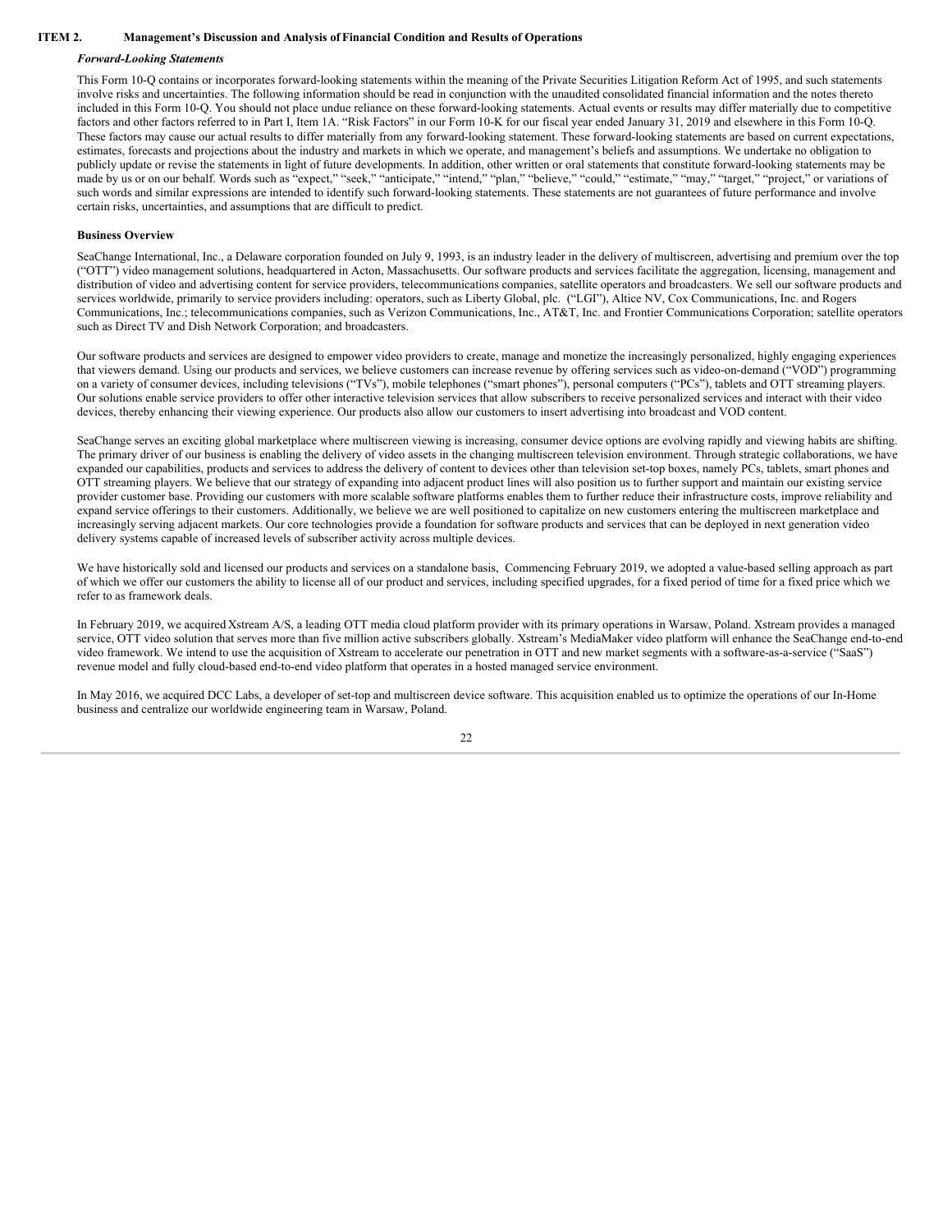## ITEM 2. Management's Discussion and Analysis of Financial Condition and Results of Operations

***Forward-Looking Statements***

This Form 10-Q contains or incorporates forward-looking statements within the meaning of the Private Securities Litigation Reform Act of 1995, and such statements involve risks and uncertainties. The following information should be read in conjunction with the unaudited consolidated financial information and the notes thereto included in this Form 10-Q. You should not place undue reliance on these forward-looking statements. Actual events or results may differ materially due to competitive factors and other factors referred to in Part I, Item 1A. "Risk Factors" in our Form 10-K for our fiscal year ended January 31, 2019 and elsewhere in this Form 10-Q. These factors may cause our actual results to differ materially from any forward-looking statement. These forward-looking statements are based on current expectations, estimates, forecasts and projections about the industry and markets in which we operate, and management's beliefs and assumptions. We undertake no obligation to publicly update or revise the statements in light of future developments. In addition, other written or oral statements that constitute forward-looking statements may be made by us or on our behalf. Words such as "expect," "seek," "anticipate," "intend," "plan," "believe," "could," "estimate," "may," "target," "project," or variations of such words and similar expressions are intended to identify such forward-looking statements. These statements are not guarantees of future performance and involve certain risks, uncertainties, and assumptions that are difficult to predict.

**Business Overview**

SeaChange International, Inc., a Delaware corporation founded on July 9, 1993, is an industry leader in the delivery of multiscreen, advertising and premium over the top ("OTT") video management solutions, headquartered in Acton, Massachusetts. Our software products and services facilitate the aggregation, licensing, management and distribution of video and advertising content for service providers, telecommunications companies, satellite operators and broadcasters. We sell our software products and services worldwide, primarily to service providers including: operators, such as Liberty Global, plc. ("LGI"), Altice NV, Cox Communications, Inc. and Rogers Communications, Inc.; telecommunications companies, such as Verizon Communications, Inc., AT&T, Inc. and Frontier Communications Corporation; satellite operators such as Direct TV and Dish Network Corporation; and broadcasters.

Our software products and services are designed to empower video providers to create, manage and monetize the increasingly personalized, highly engaging experiences that viewers demand. Using our products and services, we believe customers can increase revenue by offering services such as video-on-demand ("VOD") programming on a variety of consumer devices, including televisions ("TVs"), mobile telephones ("smart phones"), personal computers ("PCs"), tablets and OTT streaming players. Our solutions enable service providers to offer other interactive television services that allow subscribers to receive personalized services and interact with their video devices, thereby enhancing their viewing experience. Our products also allow our customers to insert advertising into broadcast and VOD content.

SeaChange serves an exciting global marketplace where multiscreen viewing is increasing, consumer device options are evolving rapidly and viewing habits are shifting. The primary driver of our business is enabling the delivery of video assets in the changing multiscreen television environment. Through strategic collaborations, we have expanded our capabilities, products and services to address the delivery of content to devices other than television set-top boxes, namely PCs, tablets, smart phones and OTT streaming players. We believe that our strategy of expanding into adjacent product lines will also position us to further support and maintain our existing service provider customer base. Providing our customers with more scalable software platforms enables them to further reduce their infrastructure costs, improve reliability and expand service offerings to their customers. Additionally, we believe we are well positioned to capitalize on new customers entering the multiscreen marketplace and increasingly serving adjacent markets. Our core technologies provide a foundation for software products and services that can be deployed in next generation video delivery systems capable of increased levels of subscriber activity across multiple devices.

We have historically sold and licensed our products and services on a standalone basis, Commencing February 2019, we adopted a value-based selling approach as part of which we offer our customers the ability to license all of our product and services, including specified upgrades, for a fixed period of time for a fixed price which we refer to as framework deals.

In February 2019, we acquired Xstream A/S, a leading OTT media cloud platform provider with its primary operations in Warsaw, Poland. Xstream provides a managed service, OTT video solution that serves more than five million active subscribers globally. Xstream's MediaMaker video platform will enhance the SeaChange end-to-end video framework. We intend to use the acquisition of Xstream to accelerate our penetration in OTT and new market segments with a software-as-a-service ("SaaS") revenue model and fully cloud-based end-to-end video platform that operates in a hosted managed service environment.

In May 2016, we acquired DCC Labs, a developer of set-top and multiscreen device software. This acquisition enabled us to optimize the operations of our In-Home business and centralize our worldwide engineering team in Warsaw, Poland.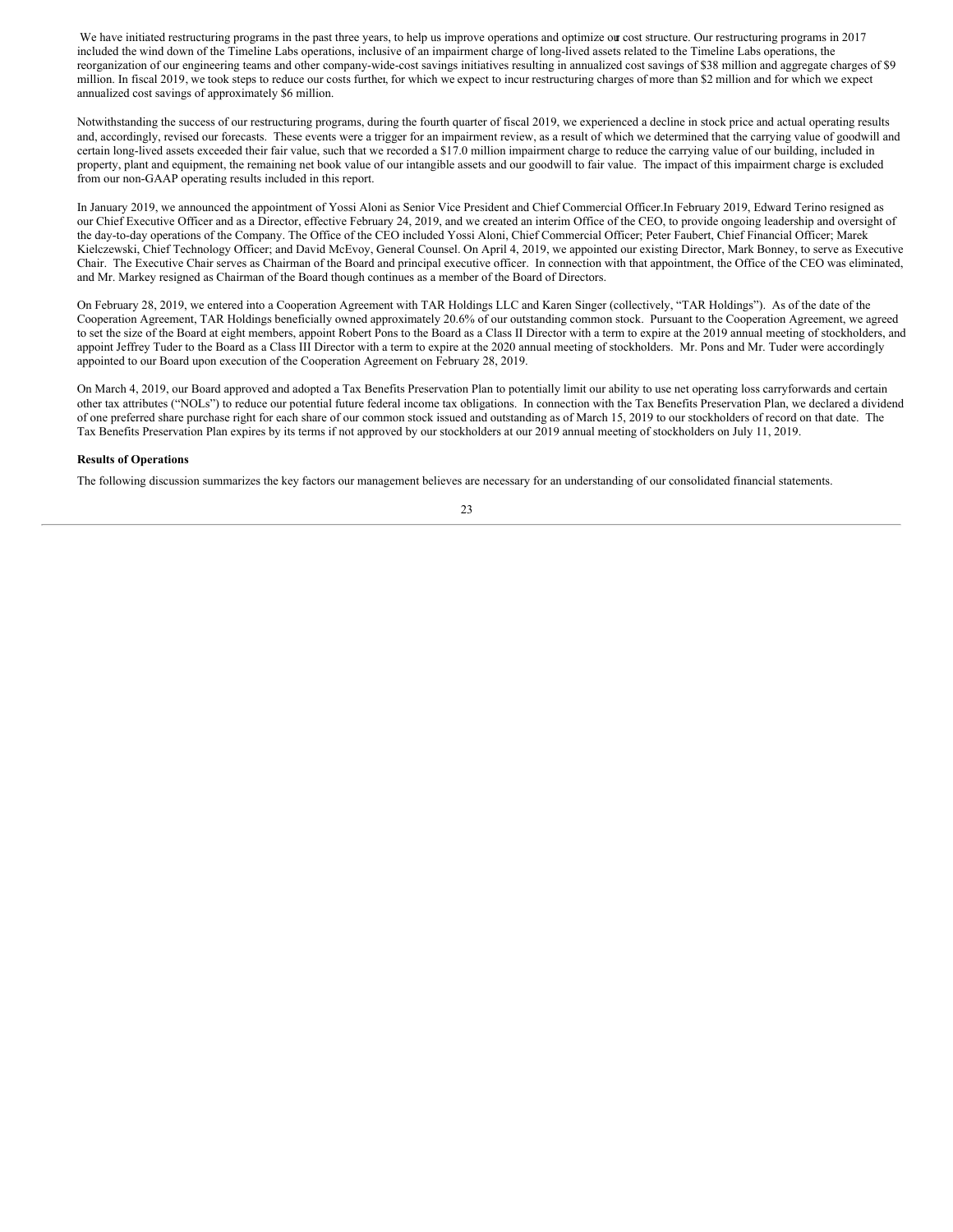We have initiated restructuring programs in the past three years, to help us improve operations and optimize our cost structure. Our restructuring programs in 2017 included the wind down of the Timeline Labs operations, inclusive of an impairment charge of long-lived assets related to the Timeline Labs operations, the reorganization of our engineering teams and other company-wide-cost savings initiatives resulting in annualized cost savings of $38 million and aggregate charges of $9 million. In fiscal 2019, we took steps to reduce our costs further, for which we expect to incur restructuring charges of more than $2 million and for which we expect annualized cost savings of approximately $6 million.

Notwithstanding the success of our restructuring programs, during the fourth quarter of fiscal 2019, we experienced a decline in stock price and actual operating results and, accordingly, revised our forecasts. These events were a trigger for an impairment review, as a result of which we determined that the carrying value of goodwill and certain long-lived assets exceeded their fair value, such that we recorded a $17.0 million impairment charge to reduce the carrying value of our building, included in property, plant and equipment, the remaining net book value of our intangible assets and our goodwill to fair value. The impact of this impairment charge is excluded from our non-GAAP operating results included in this report.

In January 2019, we announced the appointment of Yossi Aloni as Senior Vice President and Chief Commercial Officer.In February 2019, Edward Terino resigned as our Chief Executive Officer and as a Director, effective February 24, 2019, and we created an interim Office of the CEO, to provide ongoing leadership and oversight of the day-to-day operations of the Company. The Office of the CEO included Yossi Aloni, Chief Commercial Officer; Peter Faubert, Chief Financial Officer; Marek Kielczewski, Chief Technology Officer; and David McEvoy, General Counsel. On April 4, 2019, we appointed our existing Director, Mark Bonney, to serve as Executive Chair. The Executive Chair serves as Chairman of the Board and principal executive officer. In connection with that appointment, the Office of the CEO was eliminated, and Mr. Markey resigned as Chairman of the Board though continues as a member of the Board of Directors.

On February 28, 2019, we entered into a Cooperation Agreement with TAR Holdings LLC and Karen Singer (collectively, "TAR Holdings"). As of the date of the Cooperation Agreement, TAR Holdings beneficially owned approximately 20.6% of our outstanding common stock. Pursuant to the Cooperation Agreement, we agreed to set the size of the Board at eight members, appoint Robert Pons to the Board as a Class II Director with a term to expire at the 2019 annual meeting of stockholders, and appoint Jeffrey Tuder to the Board as a Class III Director with a term to expire at the 2020 annual meeting of stockholders. Mr. Pons and Mr. Tuder were accordingly appointed to our Board upon execution of the Cooperation Agreement on February 28, 2019.

On March 4, 2019, our Board approved and adopted a Tax Benefits Preservation Plan to potentially limit our ability to use net operating loss carryforwards and certain other tax attributes ("NOLs") to reduce our potential future federal income tax obligations. In connection with the Tax Benefits Preservation Plan, we declared a dividend of one preferred share purchase right for each share of our common stock issued and outstanding as of March 15, 2019 to our stockholders of record on that date. The Tax Benefits Preservation Plan expires by its terms if not approved by our stockholders at our 2019 annual meeting of stockholders on July 11, 2019.

**Results of Operations**

The following discussion summarizes the key factors our management believes are necessary for an understanding of our consolidated financial statements.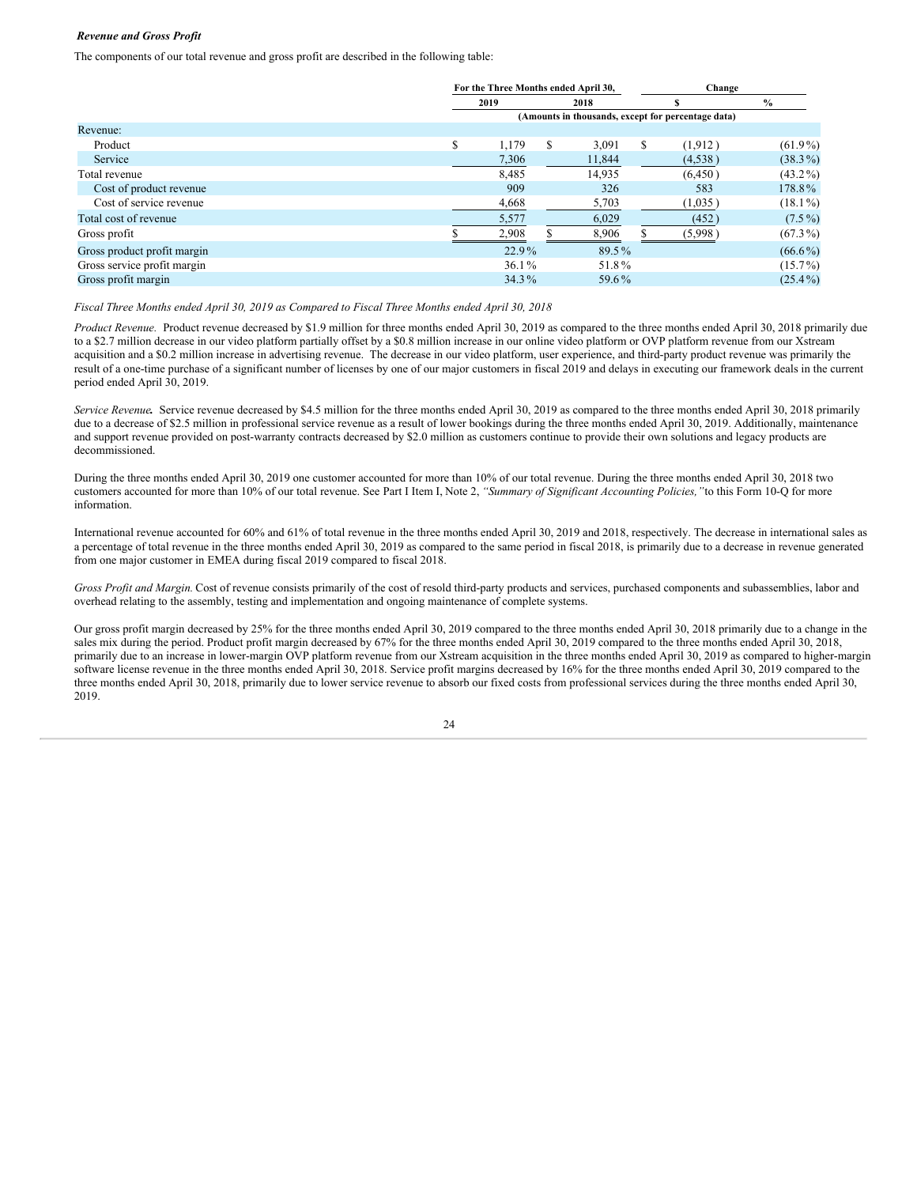***Revenue and Gross Profit***

The components of our total revenue and gross profit are described in the following table:

| | For the Three Months ended April 30, | | Change | |
|---|---|---|---|---|
| | 2019 | 2018 | $ | % |
| | (Amounts in thousands, except for percentage data) | | | |
| Revenue: | | | | |
| Product | $ 1,179 | $ 3,091 | $ (1,912) | (61.9%) |
| Service | 7,306 | 11,844 | (4,538) | (38.3%) |
| Total revenue | 8,485 | 14,935 | (6,450) | (43.2%) |
| Cost of product revenue | 909 | 326 | 583 | 178.8% |
| Cost of service revenue | 4,668 | 5,703 | (1,035) | (18.1%) |
| Total cost of revenue | 5,577 | 6,029 | (452) | (7.5%) |
| Gross profit | $ 2,908 | $ 8,906 | $ (5,998) | (67.3%) |
| Gross product profit margin | 22.9% | 89.5% | | (66.6%) |
| Gross service profit margin | 36.1% | 51.8% | | (15.7%) |
| Gross profit margin | 34.3% | 59.6% | | (25.4%) |

*Fiscal Three Months ended April 30, 2019 as Compared to Fiscal Three Months ended April 30, 2018*

*Product Revenue.* Product revenue decreased by $1.9 million for three months ended April 30, 2019 as compared to the three months ended April 30, 2018 primarily due to a $2.7 million decrease in our video platform partially offset by a $0.8 million increase in our online video platform or OVP platform revenue from our Xstream acquisition and a $0.2 million increase in advertising revenue. The decrease in our video platform, user experience, and third-party product revenue was primarily the result of a one-time purchase of a significant number of licenses by one of our major customers in fiscal 2019 and delays in executing our framework deals in the current period ended April 30, 2019.

*Service Revenue.* Service revenue decreased by $4.5 million for the three months ended April 30, 2019 as compared to the three months ended April 30, 2018 primarily due to a decrease of $2.5 million in professional service revenue as a result of lower bookings during the three months ended April 30, 2019. Additionally, maintenance and support revenue provided on post-warranty contracts decreased by $2.0 million as customers continue to provide their own solutions and legacy products are decommissioned.

During the three months ended April 30, 2019 one customer accounted for more than 10% of our total revenue. During the three months ended April 30, 2018 two customers accounted for more than 10% of our total revenue. See Part I Item I, Note 2, *"Summary of Significant Accounting Policies,"* to this Form 10-Q for more information.

International revenue accounted for 60% and 61% of total revenue in the three months ended April 30, 2019 and 2018, respectively. The decrease in international sales as a percentage of total revenue in the three months ended April 30, 2019 as compared to the same period in fiscal 2018, is primarily due to a decrease in revenue generated from one major customer in EMEA during fiscal 2019 compared to fiscal 2018.

*Gross Profit and Margin.* Cost of revenue consists primarily of the cost of resold third-party products and services, purchased components and subassemblies, labor and overhead relating to the assembly, testing and implementation and ongoing maintenance of complete systems.

Our gross profit margin decreased by 25% for the three months ended April 30, 2019 compared to the three months ended April 30, 2018 primarily due to a change in the sales mix during the period. Product profit margin decreased by 67% for the three months ended April 30, 2019 compared to the three months ended April 30, 2018, primarily due to an increase in lower-margin OVP platform revenue from our Xstream acquisition in the three months ended April 30, 2019 as compared to higher-margin software license revenue in the three months ended April 30, 2018. Service profit margins decreased by 16% for the three months ended April 30, 2019 compared to the three months ended April 30, 2018, primarily due to lower service revenue to absorb our fixed costs from professional services during the three months ended April 30, 2019.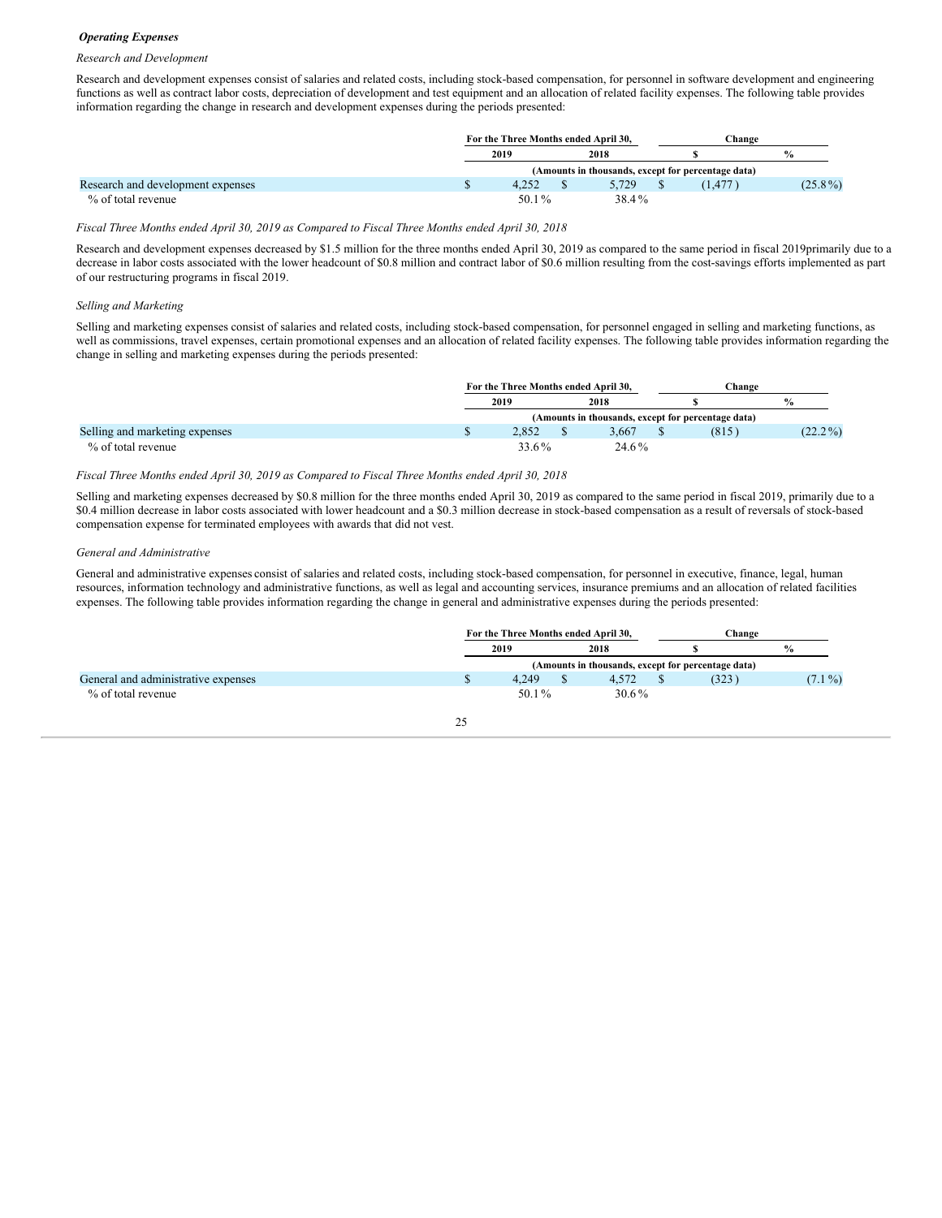***Operating Expenses***

*Research and Development*

Research and development expenses consist of salaries and related costs, including stock-based compensation, for personnel in software development and engineering functions as well as contract labor costs, depreciation of development and test equipment and an allocation of related facility expenses. The following table provides information regarding the change in research and development expenses during the periods presented:

| | For the Three Months ended April 30, | | Change | |
|---|---|---|---|---|
| | 2019 | 2018 | $ | % |
| | (Amounts in thousands, except for percentage data) | | | |
| Research and development expenses | $ 4,252 | $ 5,729 | $ (1,477 ) | (25.8 %) |
| % of total revenue | 50.1 % | 38.4 % | | |

*Fiscal Three Months ended April 30, 2019 as Compared to Fiscal Three Months ended April 30, 2018*

Research and development expenses decreased by $1.5 million for the three months ended April 30, 2019 as compared to the same period in fiscal 2019primarily due to a decrease in labor costs associated with the lower headcount of $0.8 million and contract labor of $0.6 million resulting from the cost-savings efforts implemented as part of our restructuring programs in fiscal 2019.

*Selling and Marketing*

Selling and marketing expenses consist of salaries and related costs, including stock-based compensation, for personnel engaged in selling and marketing functions, as well as commissions, travel expenses, certain promotional expenses and an allocation of related facility expenses. The following table provides information regarding the change in selling and marketing expenses during the periods presented:

| | For the Three Months ended April 30, | | Change | |
|---|---|---|---|---|
| | 2019 | 2018 | $ | % |
| | (Amounts in thousands, except for percentage data) | | | |
| Selling and marketing expenses | $ 2,852 | $ 3,667 | $ (815 ) | (22.2 %) |
| % of total revenue | 33.6 % | 24.6 % | | |

*Fiscal Three Months ended April 30, 2019 as Compared to Fiscal Three Months ended April 30, 2018*

Selling and marketing expenses decreased by $0.8 million for the three months ended April 30, 2019 as compared to the same period in fiscal 2019, primarily due to a $0.4 million decrease in labor costs associated with lower headcount and a $0.3 million decrease in stock-based compensation as a result of reversals of stock-based compensation expense for terminated employees with awards that did not vest.

*General and Administrative*

General and administrative expenses consist of salaries and related costs, including stock-based compensation, for personnel in executive, finance, legal, human resources, information technology and administrative functions, as well as legal and accounting services, insurance premiums and an allocation of related facilities expenses. The following table provides information regarding the change in general and administrative expenses during the periods presented:

| | For the Three Months ended April 30, | | Change | |
|---|---|---|---|---|
| | 2019 | 2018 | $ | % |
| | (Amounts in thousands, except for percentage data) | | | |
| General and administrative expenses | $ 4,249 | $ 4,572 | $ (323 ) | (7.1 %) |
| % of total revenue | 50.1 % | 30.6 % | | |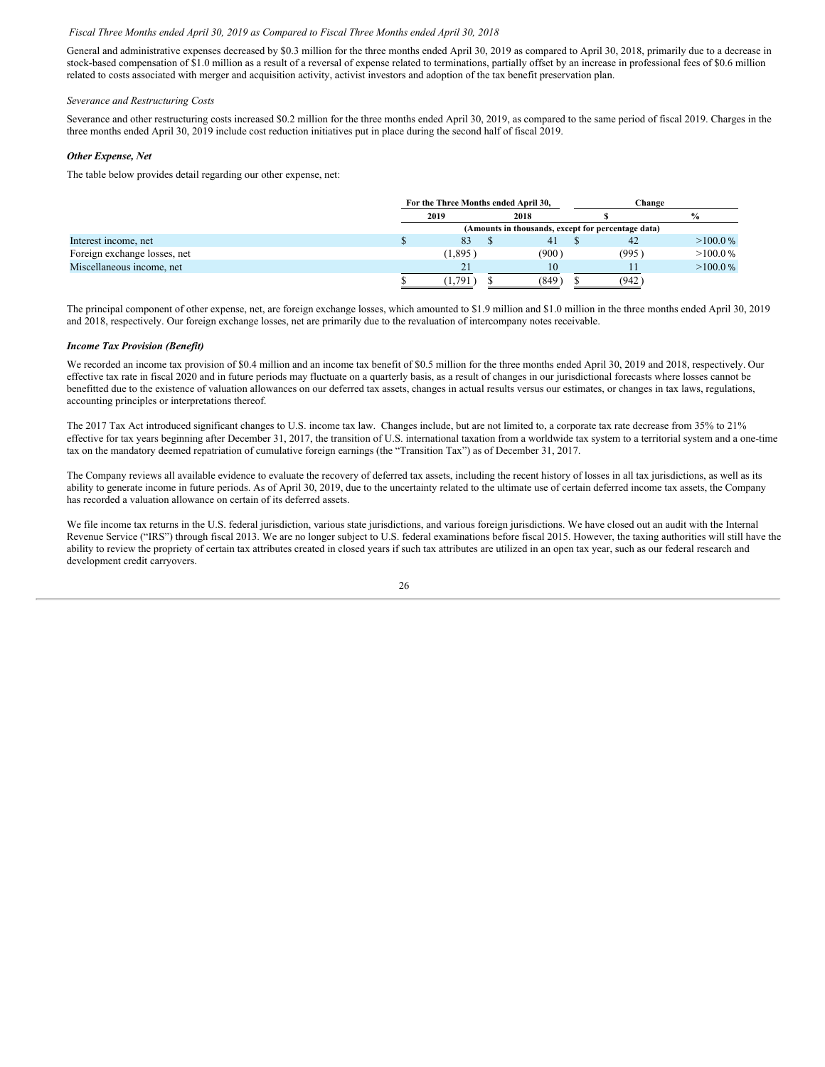*Fiscal Three Months ended April 30, 2019 as Compared to Fiscal Three Months ended April 30, 2018*

General and administrative expenses decreased by $0.3 million for the three months ended April 30, 2019 as compared to April 30, 2018, primarily due to a decrease in stock-based compensation of $1.0 million as a result of a reversal of expense related to terminations, partially offset by an increase in professional fees of $0.6 million related to costs associated with merger and acquisition activity, activist investors and adoption of the tax benefit preservation plan.

*Severance and Restructuring Costs*

Severance and other restructuring costs increased $0.2 million for the three months ended April 30, 2019, as compared to the same period of fiscal 2019. Charges in the three months ended April 30, 2019 include cost reduction initiatives put in place during the second half of fiscal 2019.

***Other Expense, Net***

The table below provides detail regarding our other expense, net:

| | For the Three Months ended April 30, | | Change | |
|---|---|---|---|---|
| | 2019 | 2018 | $ | % |
| | (Amounts in thousands, except for percentage data) | | | |
| Interest income, net | $ 83 | $ 41 | $ 42 | >100.0 % |
| Foreign exchange losses, net | (1,895 ) | (900 ) | (995 ) | >100.0 % |
| Miscellaneous income, net | 21 | 10 | 11 | >100.0 % |
| | $ (1,791 ) | $ (849 ) | $ (942 ) | |

The principal component of other expense, net, are foreign exchange losses, which amounted to $1.9 million and $1.0 million in the three months ended April 30, 2019 and 2018, respectively. Our foreign exchange losses, net are primarily due to the revaluation of intercompany notes receivable.

***Income Tax Provision (Benefit)***

We recorded an income tax provision of $0.4 million and an income tax benefit of $0.5 million for the three months ended April 30, 2019 and 2018, respectively. Our effective tax rate in fiscal 2020 and in future periods may fluctuate on a quarterly basis, as a result of changes in our jurisdictional forecasts where losses cannot be benefitted due to the existence of valuation allowances on our deferred tax assets, changes in actual results versus our estimates, or changes in tax laws, regulations, accounting principles or interpretations thereof.

The 2017 Tax Act introduced significant changes to U.S. income tax law. Changes include, but are not limited to, a corporate tax rate decrease from 35% to 21% effective for tax years beginning after December 31, 2017, the transition of U.S. international taxation from a worldwide tax system to a territorial system and a one-time tax on the mandatory deemed repatriation of cumulative foreign earnings (the "Transition Tax") as of December 31, 2017.

The Company reviews all available evidence to evaluate the recovery of deferred tax assets, including the recent history of losses in all tax jurisdictions, as well as its ability to generate income in future periods. As of April 30, 2019, due to the uncertainty related to the ultimate use of certain deferred income tax assets, the Company has recorded a valuation allowance on certain of its deferred assets.

We file income tax returns in the U.S. federal jurisdiction, various state jurisdictions, and various foreign jurisdictions. We have closed out an audit with the Internal Revenue Service ("IRS") through fiscal 2013. We are no longer subject to U.S. federal examinations before fiscal 2015. However, the taxing authorities will still have the ability to review the propriety of certain tax attributes created in closed years if such tax attributes are utilized in an open tax year, such as our federal research and development credit carryovers.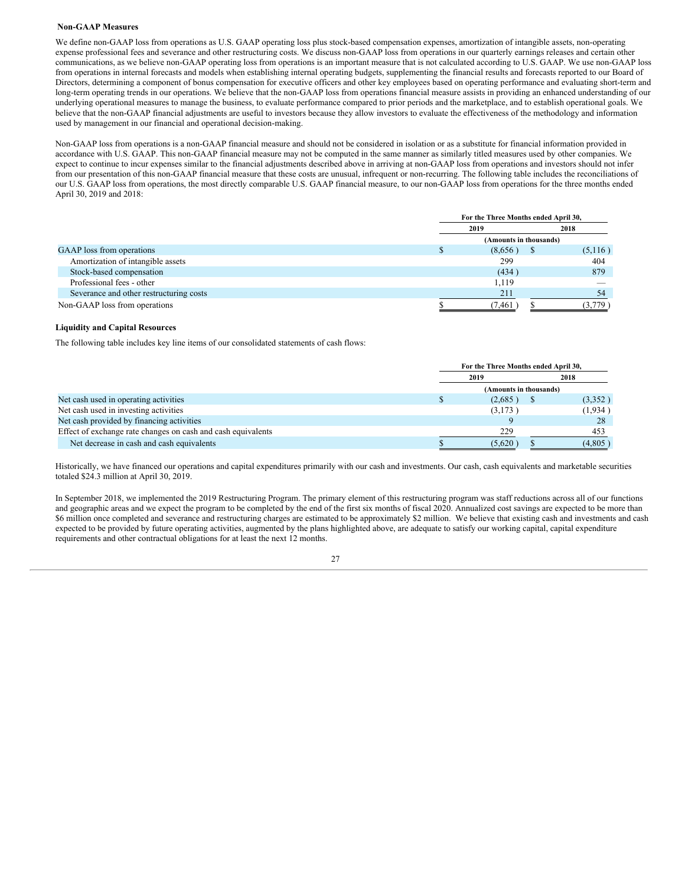### Non-GAAP Measures

We define non-GAAP loss from operations as U.S. GAAP operating loss plus stock-based compensation expenses, amortization of intangible assets, non-operating expense professional fees and severance and other restructuring costs. We discuss non-GAAP loss from operations in our quarterly earnings releases and certain other communications, as we believe non-GAAP operating loss from operations is an important measure that is not calculated according to U.S. GAAP. We use non-GAAP loss from operations in internal forecasts and models when establishing internal operating budgets, supplementing the financial results and forecasts reported to our Board of Directors, determining a component of bonus compensation for executive officers and other key employees based on operating performance and evaluating short-term and long-term operating trends in our operations. We believe that the non-GAAP loss from operations financial measure assists in providing an enhanced understanding of our underlying operational measures to manage the business, to evaluate performance compared to prior periods and the marketplace, and to establish operational goals. We believe that the non-GAAP financial adjustments are useful to investors because they allow investors to evaluate the effectiveness of the methodology and information used by management in our financial and operational decision-making.

Non-GAAP loss from operations is a non-GAAP financial measure and should not be considered in isolation or as a substitute for financial information provided in accordance with U.S. GAAP. This non-GAAP financial measure may not be computed in the same manner as similarly titled measures used by other companies. We expect to continue to incur expenses similar to the financial adjustments described above in arriving at non-GAAP loss from operations and investors should not infer from our presentation of this non-GAAP financial measure that these costs are unusual, infrequent or non-recurring. The following table includes the reconciliations of our U.S. GAAP loss from operations, the most directly comparable U.S. GAAP financial measure, to our non-GAAP loss from operations for the three months ended April 30, 2019 and 2018:

| | For the Three Months ended April 30, | |
|---|---|---|
| | 2019 | 2018 |
| | (Amounts in thousands) | |
| GAAP loss from operations | $ (8,656) | $ (5,116) |
| Amortization of intangible assets | 299 | 404 |
| Stock-based compensation | (434) | 879 |
| Professional fees - other | 1,119 | — |
| Severance and other restructuring costs | 211 | 54 |
| Non-GAAP loss from operations | $ (7,461) | $ (3,779) |

### Liquidity and Capital Resources

The following table includes key line items of our consolidated statements of cash flows:

| | For the Three Months ended April 30, | |
|---|---|---|
| | 2019 | 2018 |
| | (Amounts in thousands) | |
| Net cash used in operating activities | $ (2,685) | $ (3,352) |
| Net cash used in investing activities | (3,173) | (1,934) |
| Net cash provided by financing activities | 9 | 28 |
| Effect of exchange rate changes on cash and cash equivalents | 229 | 453 |
| Net decrease in cash and cash equivalents | $ (5,620) | $ (4,805) |

Historically, we have financed our operations and capital expenditures primarily with our cash and investments. Our cash, cash equivalents and marketable securities totaled $24.3 million at April 30, 2019.

In September 2018, we implemented the 2019 Restructuring Program. The primary element of this restructuring program was staff reductions across all of our functions and geographic areas and we expect the program to be completed by the end of the first six months of fiscal 2020. Annualized cost savings are expected to be more than $6 million once completed and severance and restructuring charges are estimated to be approximately $2 million. We believe that existing cash and investments and cash expected to be provided by future operating activities, augmented by the plans highlighted above, are adequate to satisfy our working capital, capital expenditure requirements and other contractual obligations for at least the next 12 months.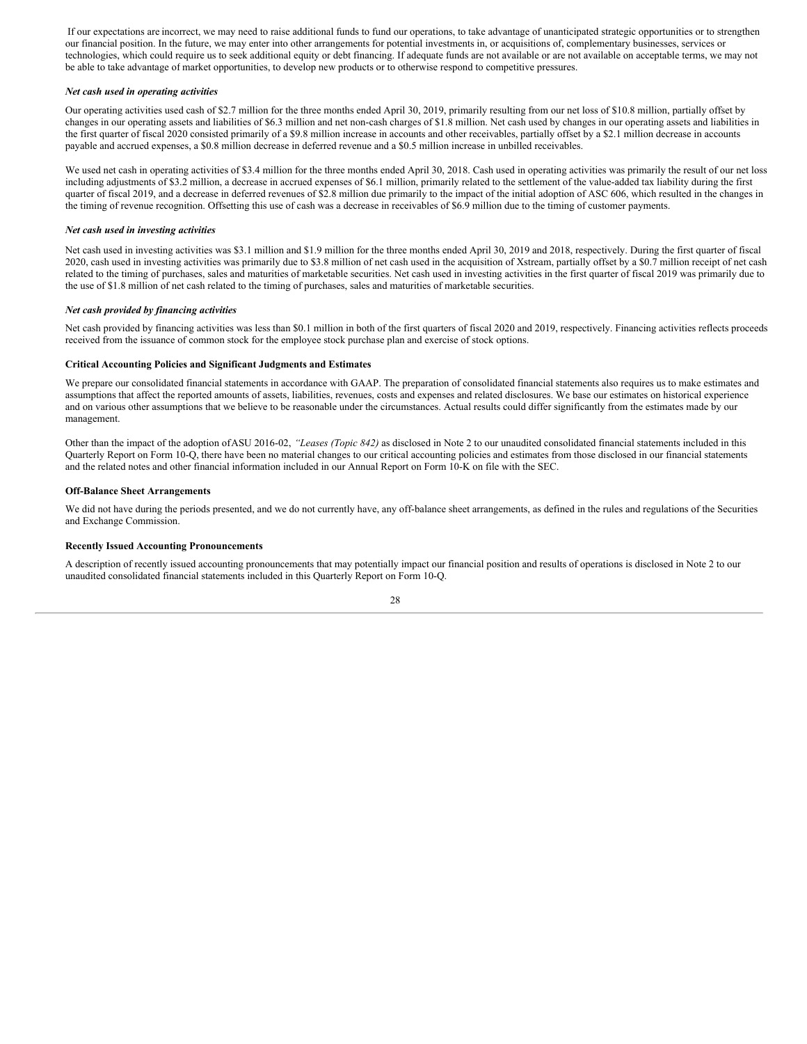If our expectations are incorrect, we may need to raise additional funds to fund our operations, to take advantage of unanticipated strategic opportunities or to strengthen our financial position. In the future, we may enter into other arrangements for potential investments in, or acquisitions of, complementary businesses, services or technologies, which could require us to seek additional equity or debt financing. If adequate funds are not available or are not available on acceptable terms, we may not be able to take advantage of market opportunities, to develop new products or to otherwise respond to competitive pressures.

***Net cash used in operating activities***

Our operating activities used cash of $2.7 million for the three months ended April 30, 2019, primarily resulting from our net loss of $10.8 million, partially offset by changes in our operating assets and liabilities of $6.3 million and net non-cash charges of $1.8 million. Net cash used by changes in our operating assets and liabilities in the first quarter of fiscal 2020 consisted primarily of a $9.8 million increase in accounts and other receivables, partially offset by a $2.1 million decrease in accounts payable and accrued expenses, a $0.8 million decrease in deferred revenue and a $0.5 million increase in unbilled receivables.

We used net cash in operating activities of $3.4 million for the three months ended April 30, 2018. Cash used in operating activities was primarily the result of our net loss including adjustments of $3.2 million, a decrease in accrued expenses of $6.1 million, primarily related to the settlement of the value-added tax liability during the first quarter of fiscal 2019, and a decrease in deferred revenues of $2.8 million due primarily to the impact of the initial adoption of ASC 606, which resulted in the changes in the timing of revenue recognition. Offsetting this use of cash was a decrease in receivables of $6.9 million due to the timing of customer payments.

***Net cash used in investing activities***

Net cash used in investing activities was $3.1 million and $1.9 million for the three months ended April 30, 2019 and 2018, respectively. During the first quarter of fiscal 2020, cash used in investing activities was primarily due to $3.8 million of net cash used in the acquisition of Xstream, partially offset by a $0.7 million receipt of net cash related to the timing of purchases, sales and maturities of marketable securities. Net cash used in investing activities in the first quarter of fiscal 2019 was primarily due to the use of $1.8 million of net cash related to the timing of purchases, sales and maturities of marketable securities.

***Net cash provided by financing activities***

Net cash provided by financing activities was less than $0.1 million in both of the first quarters of fiscal 2020 and 2019, respectively. Financing activities reflects proceeds received from the issuance of common stock for the employee stock purchase plan and exercise of stock options.

**Critical Accounting Policies and Significant Judgments and Estimates**

We prepare our consolidated financial statements in accordance with GAAP. The preparation of consolidated financial statements also requires us to make estimates and assumptions that affect the reported amounts of assets, liabilities, revenues, costs and expenses and related disclosures. We base our estimates on historical experience and on various other assumptions that we believe to be reasonable under the circumstances. Actual results could differ significantly from the estimates made by our management.

Other than the impact of the adoption ofASU 2016-02, *"Leases (Topic 842)* as disclosed in Note 2 to our unaudited consolidated financial statements included in this Quarterly Report on Form 10-Q, there have been no material changes to our critical accounting policies and estimates from those disclosed in our financial statements and the related notes and other financial information included in our Annual Report on Form 10-K on file with the SEC.

**Off-Balance Sheet Arrangements**

We did not have during the periods presented, and we do not currently have, any off-balance sheet arrangements, as defined in the rules and regulations of the Securities and Exchange Commission.

**Recently Issued Accounting Pronouncements**

A description of recently issued accounting pronouncements that may potentially impact our financial position and results of operations is disclosed in Note 2 to our unaudited consolidated financial statements included in this Quarterly Report on Form 10-Q.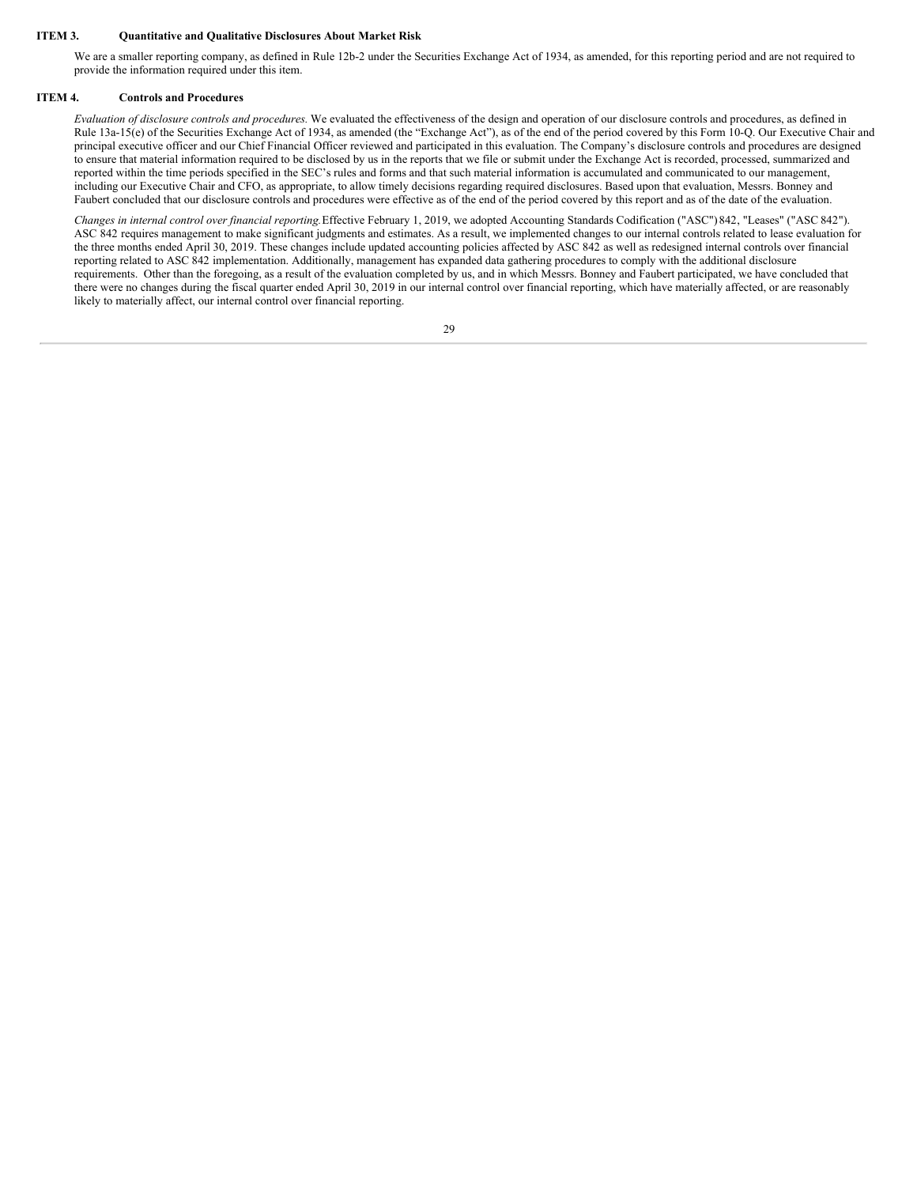**ITEM 3. Quantitative and Qualitative Disclosures About Market Risk**

We are a smaller reporting company, as defined in Rule 12b-2 under the Securities Exchange Act of 1934, as amended, for this reporting period and are not required to provide the information required under this item.

**ITEM 4. Controls and Procedures**

*Evaluation of disclosure controls and procedures.* We evaluated the effectiveness of the design and operation of our disclosure controls and procedures, as defined in Rule 13a-15(e) of the Securities Exchange Act of 1934, as amended (the "Exchange Act"), as of the end of the period covered by this Form 10-Q. Our Executive Chair and principal executive officer and our Chief Financial Officer reviewed and participated in this evaluation. The Company's disclosure controls and procedures are designed to ensure that material information required to be disclosed by us in the reports that we file or submit under the Exchange Act is recorded, processed, summarized and reported within the time periods specified in the SEC's rules and forms and that such material information is accumulated and communicated to our management, including our Executive Chair and CFO, as appropriate, to allow timely decisions regarding required disclosures. Based upon that evaluation, Messrs. Bonney and Faubert concluded that our disclosure controls and procedures were effective as of the end of the period covered by this report and as of the date of the evaluation.

*Changes in internal control over financial reporting.* Effective February 1, 2019, we adopted Accounting Standards Codification ("ASC") 842, "Leases" ("ASC 842"). ASC 842 requires management to make significant judgments and estimates. As a result, we implemented changes to our internal controls related to lease evaluation for the three months ended April 30, 2019. These changes include updated accounting policies affected by ASC 842 as well as redesigned internal controls over financial reporting related to ASC 842 implementation. Additionally, management has expanded data gathering procedures to comply with the additional disclosure requirements. Other than the foregoing, as a result of the evaluation completed by us, and in which Messrs. Bonney and Faubert participated, we have concluded that there were no changes during the fiscal quarter ended April 30, 2019 in our internal control over financial reporting, which have materially affected, or are reasonably likely to materially affect, our internal control over financial reporting.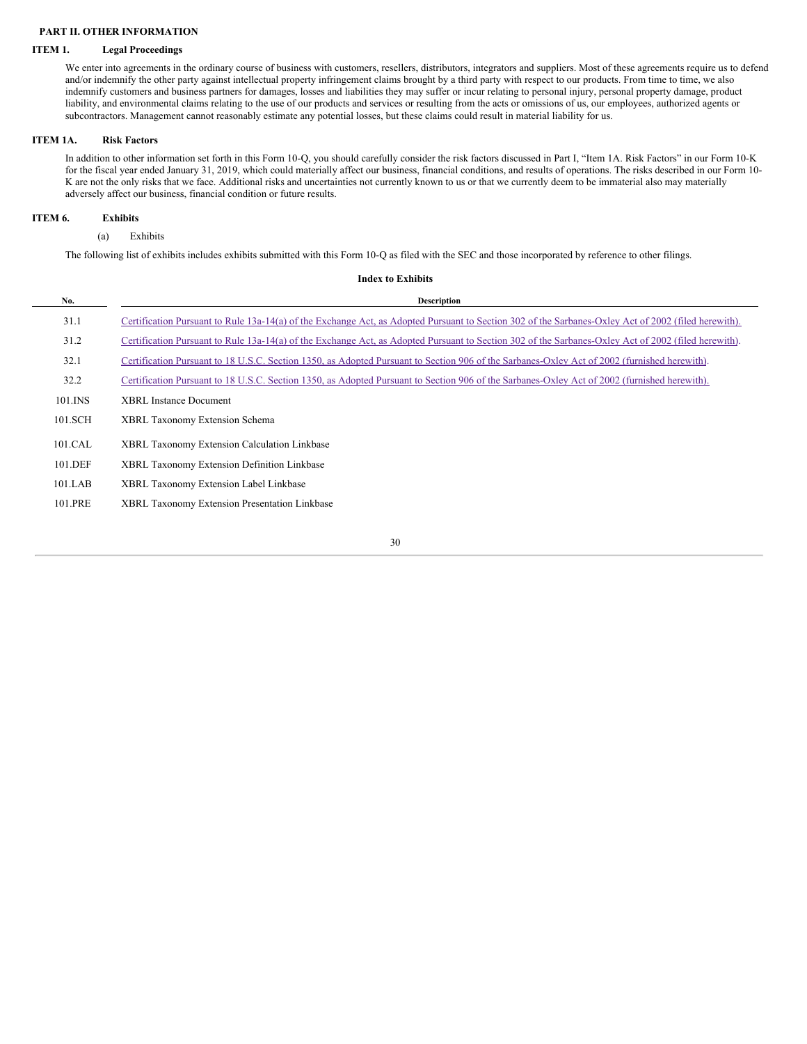## PART II. OTHER INFORMATION

### ITEM 1. Legal Proceedings

We enter into agreements in the ordinary course of business with customers, resellers, distributors, integrators and suppliers. Most of these agreements require us to defend and/or indemnify the other party against intellectual property infringement claims brought by a third party with respect to our products. From time to time, we also indemnify customers and business partners for damages, losses and liabilities they may suffer or incur relating to personal injury, personal property damage, product liability, and environmental claims relating to the use of our products and services or resulting from the acts or omissions of us, our employees, authorized agents or subcontractors. Management cannot reasonably estimate any potential losses, but these claims could result in material liability for us.

### ITEM 1A. Risk Factors

In addition to other information set forth in this Form 10-Q, you should carefully consider the risk factors discussed in Part I, "Item 1A. Risk Factors" in our Form 10-K for the fiscal year ended January 31, 2019, which could materially affect our business, financial conditions, and results of operations. The risks described in our Form 10-K are not the only risks that we face. Additional risks and uncertainties not currently known to us or that we currently deem to be immaterial also may materially adversely affect our business, financial condition or future results.

### ITEM 6. Exhibits

(a) Exhibits

The following list of exhibits includes exhibits submitted with this Form 10-Q as filed with the SEC and those incorporated by reference to other filings.

**Index to Exhibits**

| No. | Description |
|---|---|
| 31.1 | Certification Pursuant to Rule 13a-14(a) of the Exchange Act, as Adopted Pursuant to Section 302 of the Sarbanes-Oxley Act of 2002 (filed herewith). |
| 31.2 | Certification Pursuant to Rule 13a-14(a) of the Exchange Act, as Adopted Pursuant to Section 302 of the Sarbanes-Oxley Act of 2002 (filed herewith). |
| 32.1 | Certification Pursuant to 18 U.S.C. Section 1350, as Adopted Pursuant to Section 906 of the Sarbanes-Oxley Act of 2002 (furnished herewith). |
| 32.2 | Certification Pursuant to 18 U.S.C. Section 1350, as Adopted Pursuant to Section 906 of the Sarbanes-Oxley Act of 2002 (furnished herewith). |
| 101.INS | XBRL Instance Document |
| 101.SCH | XBRL Taxonomy Extension Schema |
| 101.CAL | XBRL Taxonomy Extension Calculation Linkbase |
| 101.DEF | XBRL Taxonomy Extension Definition Linkbase |
| 101.LAB | XBRL Taxonomy Extension Label Linkbase |
| 101.PRE | XBRL Taxonomy Extension Presentation Linkbase |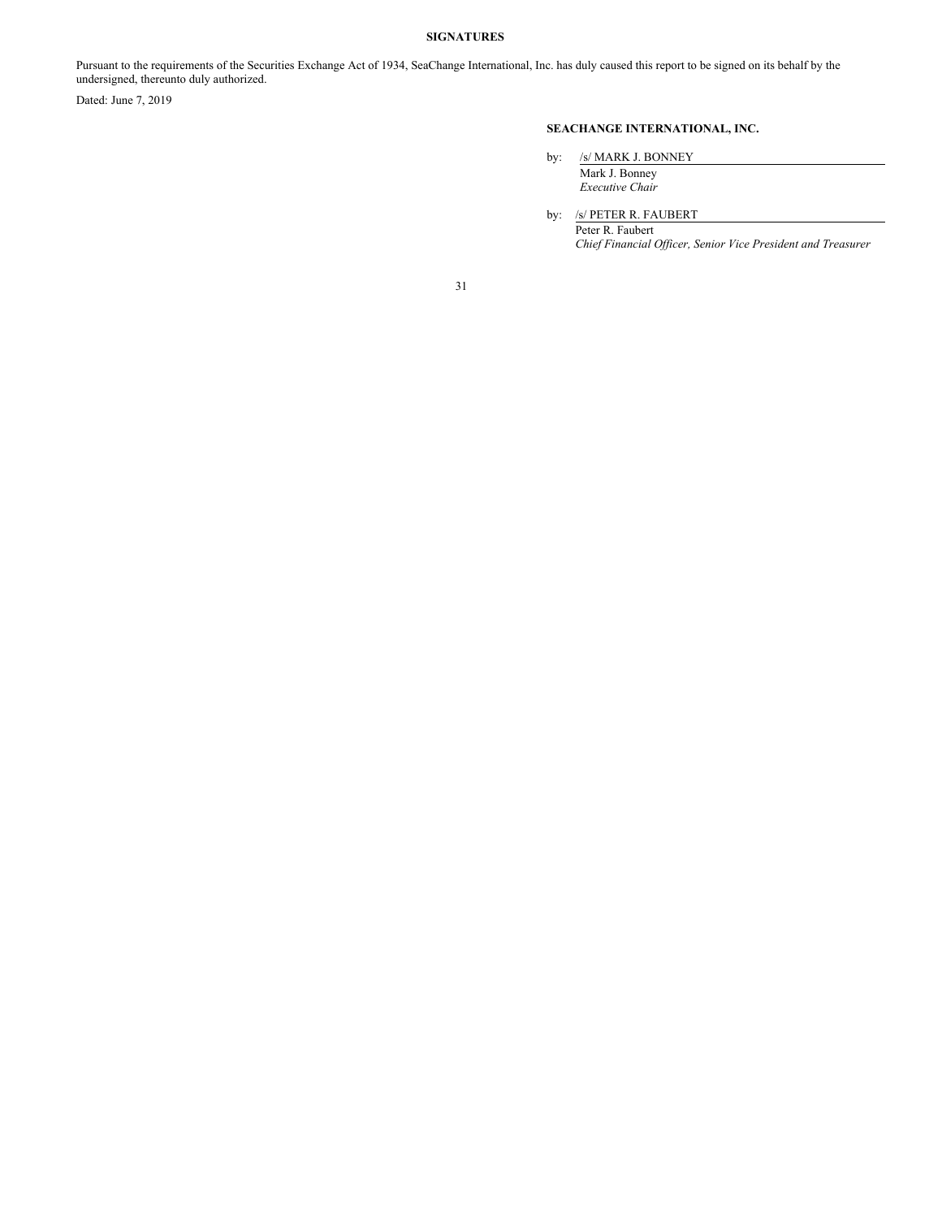## SIGNATURES

Pursuant to the requirements of the Securities Exchange Act of 1934, SeaChange International, Inc. has duly caused this report to be signed on its behalf by the undersigned, thereunto duly authorized.

Dated: June 7, 2019

**SEACHANGE INTERNATIONAL, INC.**

by: /s/ MARK J. BONNEY
Mark J. Bonney
*Executive Chair*

by: /s/ PETER R. FAUBERT
Peter R. Faubert
*Chief Financial Officer, Senior Vice President and Treasurer*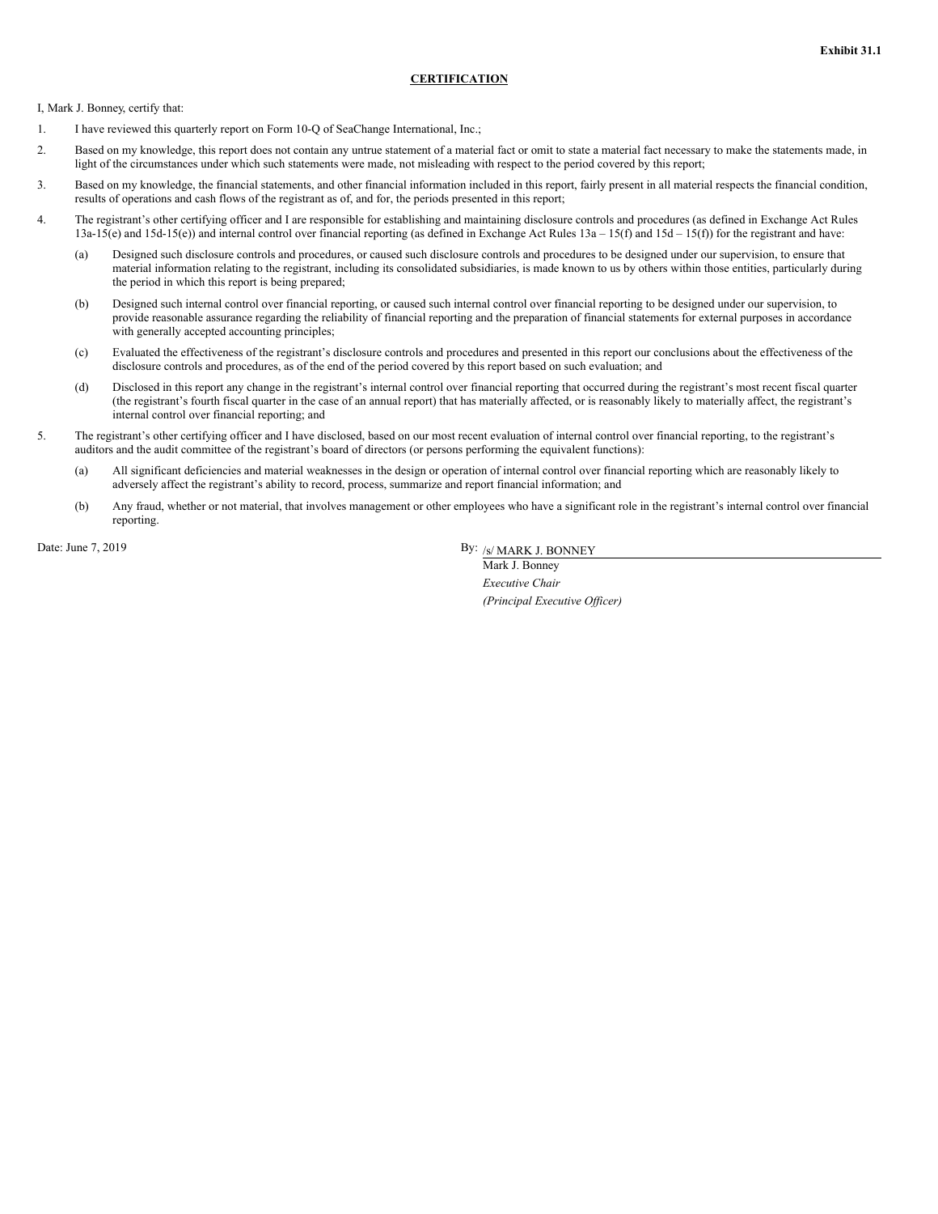**Exhibit 31.1**

**CERTIFICATION**

I, Mark J. Bonney, certify that:

1. I have reviewed this quarterly report on Form 10-Q of SeaChange International, Inc.;

2. Based on my knowledge, this report does not contain any untrue statement of a material fact or omit to state a material fact necessary to make the statements made, in light of the circumstances under which such statements were made, not misleading with respect to the period covered by this report;

3. Based on my knowledge, the financial statements, and other financial information included in this report, fairly present in all material respects the financial condition, results of operations and cash flows of the registrant as of, and for, the periods presented in this report;

4. The registrant's other certifying officer and I are responsible for establishing and maintaining disclosure controls and procedures (as defined in Exchange Act Rules 13a-15(e) and 15d-15(e)) and internal control over financial reporting (as defined in Exchange Act Rules 13a – 15(f) and 15d – 15(f)) for the registrant and have:

   (a) Designed such disclosure controls and procedures, or caused such disclosure controls and procedures to be designed under our supervision, to ensure that material information relating to the registrant, including its consolidated subsidiaries, is made known to us by others within those entities, particularly during the period in which this report is being prepared;

   (b) Designed such internal control over financial reporting, or caused such internal control over financial reporting to be designed under our supervision, to provide reasonable assurance regarding the reliability of financial reporting and the preparation of financial statements for external purposes in accordance with generally accepted accounting principles;

   (c) Evaluated the effectiveness of the registrant's disclosure controls and procedures and presented in this report our conclusions about the effectiveness of the disclosure controls and procedures, as of the end of the period covered by this report based on such evaluation; and

   (d) Disclosed in this report any change in the registrant's internal control over financial reporting that occurred during the registrant's most recent fiscal quarter (the registrant's fourth fiscal quarter in the case of an annual report) that has materially affected, or is reasonably likely to materially affect, the registrant's internal control over financial reporting; and

5. The registrant's other certifying officer and I have disclosed, based on our most recent evaluation of internal control over financial reporting, to the registrant's auditors and the audit committee of the registrant's board of directors (or persons performing the equivalent functions):

   (a) All significant deficiencies and material weaknesses in the design or operation of internal control over financial reporting which are reasonably likely to adversely affect the registrant's ability to record, process, summarize and report financial information; and

   (b) Any fraud, whether or not material, that involves management or other employees who have a significant role in the registrant's internal control over financial reporting.

Date: June 7, 2019

By: /s/ MARK J. BONNEY

Mark J. Bonney

*Executive Chair*

*(Principal Executive Officer)*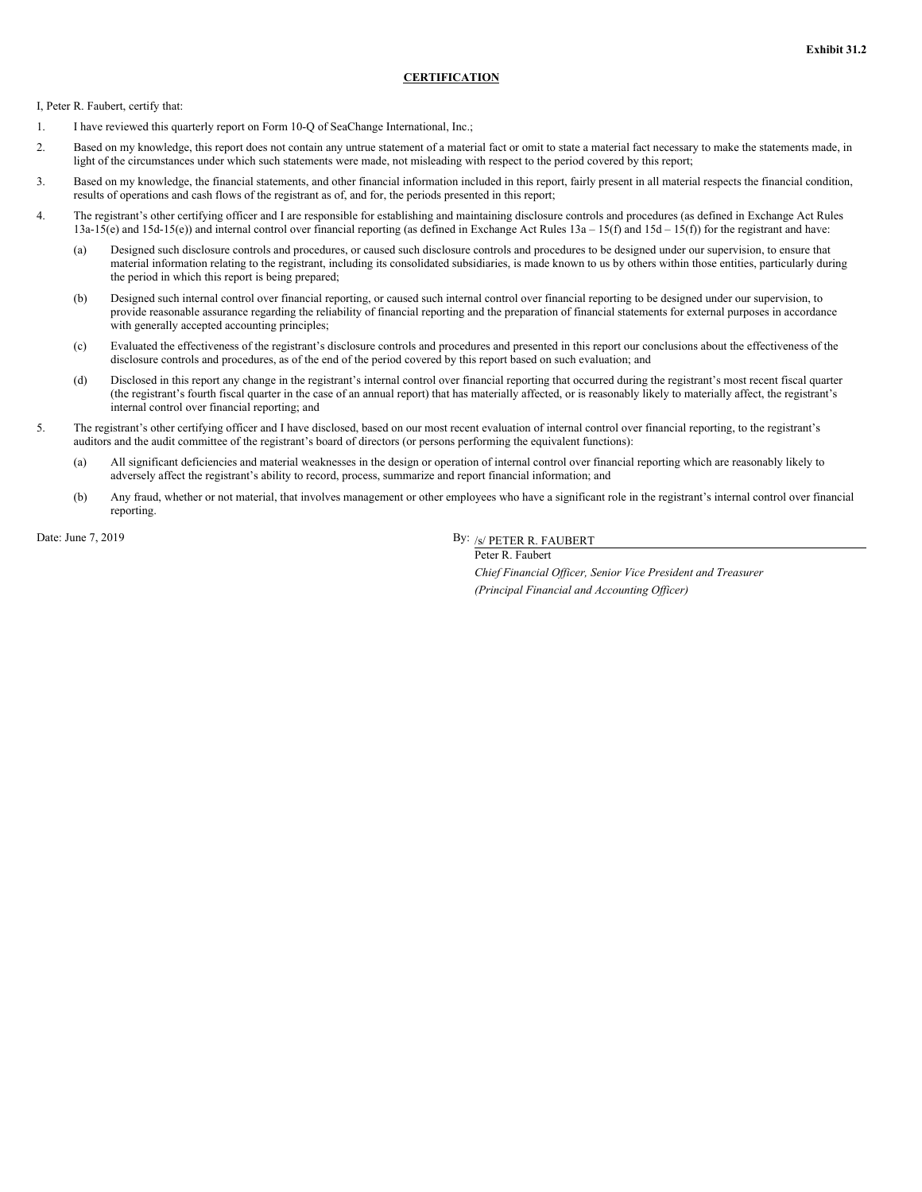**Exhibit 31.2**

**CERTIFICATION**

I, Peter R. Faubert, certify that:

1. I have reviewed this quarterly report on Form 10-Q of SeaChange International, Inc.;
2. Based on my knowledge, this report does not contain any untrue statement of a material fact or omit to state a material fact necessary to make the statements made, in light of the circumstances under which such statements were made, not misleading with respect to the period covered by this report;
3. Based on my knowledge, the financial statements, and other financial information included in this report, fairly present in all material respects the financial condition, results of operations and cash flows of the registrant as of, and for, the periods presented in this report;
4. The registrant's other certifying officer and I are responsible for establishing and maintaining disclosure controls and procedures (as defined in Exchange Act Rules 13a-15(e) and 15d-15(e)) and internal control over financial reporting (as defined in Exchange Act Rules 13a – 15(f) and 15d – 15(f)) for the registrant and have:
   (a) Designed such disclosure controls and procedures, or caused such disclosure controls and procedures to be designed under our supervision, to ensure that material information relating to the registrant, including its consolidated subsidiaries, is made known to us by others within those entities, particularly during the period in which this report is being prepared;
   (b) Designed such internal control over financial reporting, or caused such internal control over financial reporting to be designed under our supervision, to provide reasonable assurance regarding the reliability of financial reporting and the preparation of financial statements for external purposes in accordance with generally accepted accounting principles;
   (c) Evaluated the effectiveness of the registrant's disclosure controls and procedures and presented in this report our conclusions about the effectiveness of the disclosure controls and procedures, as of the end of the period covered by this report based on such evaluation; and
   (d) Disclosed in this report any change in the registrant's internal control over financial reporting that occurred during the registrant's most recent fiscal quarter (the registrant's fourth fiscal quarter in the case of an annual report) that has materially affected, or is reasonably likely to materially affect, the registrant's internal control over financial reporting; and
5. The registrant's other certifying officer and I have disclosed, based on our most recent evaluation of internal control over financial reporting, to the registrant's auditors and the audit committee of the registrant's board of directors (or persons performing the equivalent functions):
   (a) All significant deficiencies and material weaknesses in the design or operation of internal control over financial reporting which are reasonably likely to adversely affect the registrant's ability to record, process, summarize and report financial information; and
   (b) Any fraud, whether or not material, that involves management or other employees who have a significant role in the registrant's internal control over financial reporting.

Date: June 7, 2019

By: /s/ PETER R. FAUBERT

Peter R. Faubert

*Chief Financial Officer, Senior Vice President and Treasurer*

*(Principal Financial and Accounting Officer)*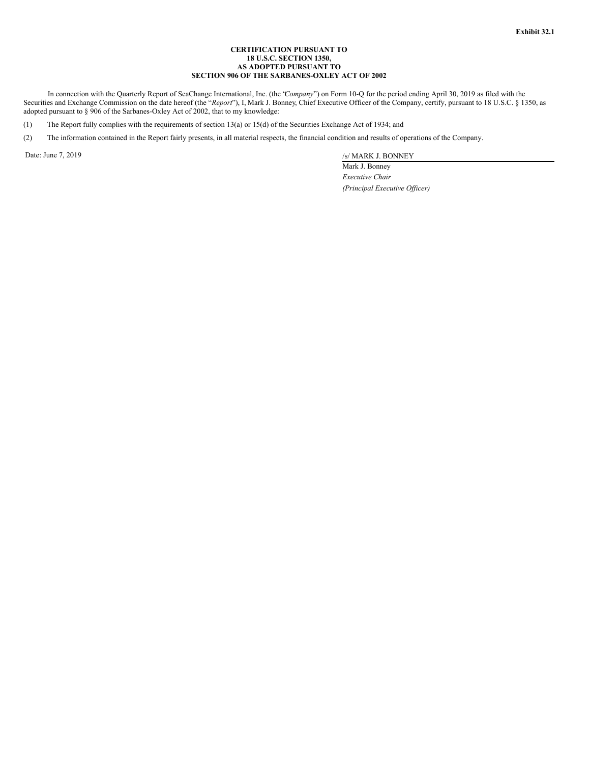**Exhibit 32.1**

**CERTIFICATION PURSUANT TO**
**18 U.S.C. SECTION 1350,**
**AS ADOPTED PURSUANT TO**
**SECTION 906 OF THE SARBANES-OXLEY ACT OF 2002**

In connection with the Quarterly Report of SeaChange International, Inc. (the "*Company*") on Form 10-Q for the period ending April 30, 2019 as filed with the Securities and Exchange Commission on the date hereof (the "*Report*"), I, Mark J. Bonney, Chief Executive Officer of the Company, certify, pursuant to 18 U.S.C. § 1350, as adopted pursuant to § 906 of the Sarbanes-Oxley Act of 2002, that to my knowledge:

(1) The Report fully complies with the requirements of section 13(a) or 15(d) of the Securities Exchange Act of 1934; and

(2) The information contained in the Report fairly presents, in all material respects, the financial condition and results of operations of the Company.

Date: June 7, 2019

/s/ MARK J. BONNEY
Mark J. Bonney
*Executive Chair*
*(Principal Executive Officer)*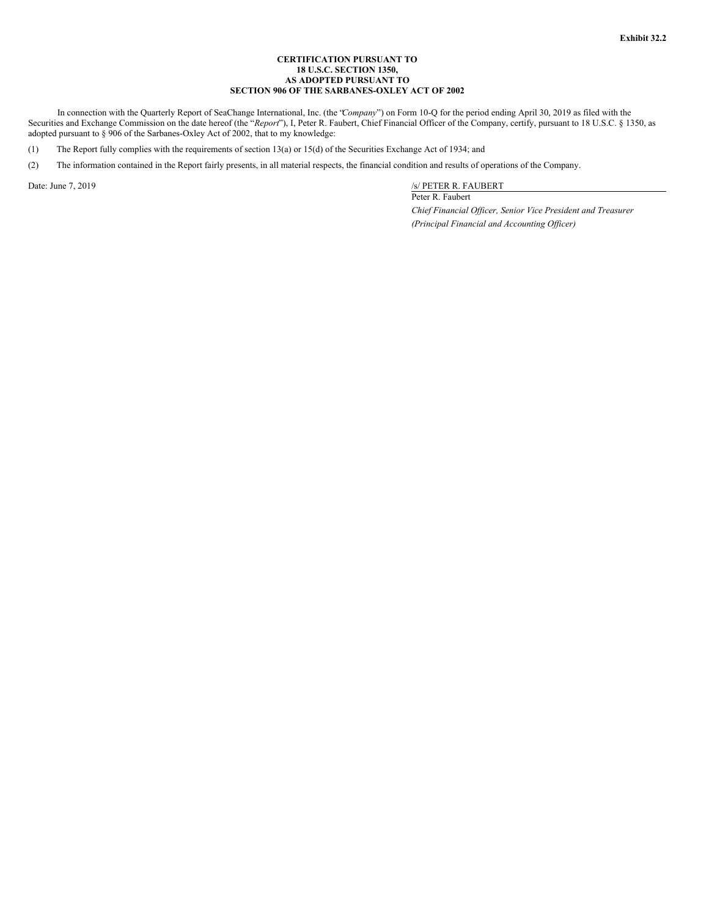**Exhibit 32.2**

**CERTIFICATION PURSUANT TO**
**18 U.S.C. SECTION 1350,**
**AS ADOPTED PURSUANT TO**
**SECTION 906 OF THE SARBANES-OXLEY ACT OF 2002**

In connection with the Quarterly Report of SeaChange International, Inc. (the "*Company*") on Form 10-Q for the period ending April 30, 2019 as filed with the Securities and Exchange Commission on the date hereof (the "*Report*"), I, Peter R. Faubert, Chief Financial Officer of the Company, certify, pursuant to 18 U.S.C. § 1350, as adopted pursuant to § 906 of the Sarbanes-Oxley Act of 2002, that to my knowledge:

(1) The Report fully complies with the requirements of section 13(a) or 15(d) of the Securities Exchange Act of 1934; and

(2) The information contained in the Report fairly presents, in all material respects, the financial condition and results of operations of the Company.

Date: June 7, 2019

/s/ PETER R. FAUBERT

Peter R. Faubert

*Chief Financial Officer, Senior Vice President and Treasurer*

*(Principal Financial and Accounting Officer)*